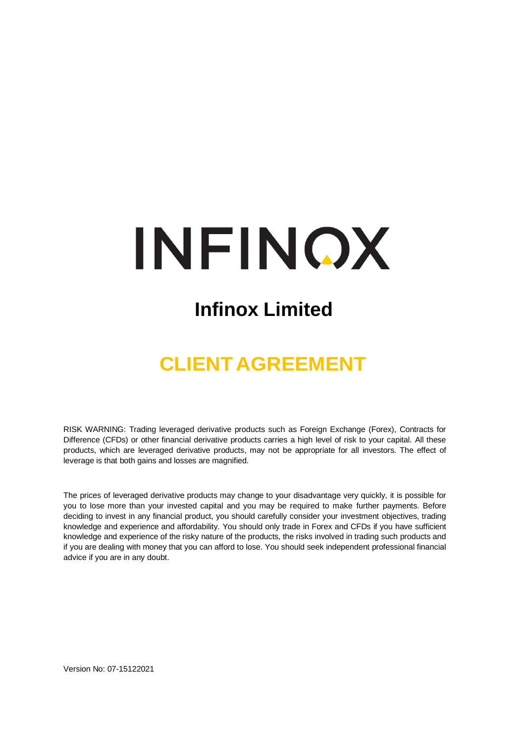# INFINOX

## Infinox Limited

# CLIENT AGREEMENT

RISK WARNING: Trading leveraged derivative products such as Foreign Exchange (Forex), Contracts for Difference (CFDs) or other financial derivative products carries a high level of risk to your capital. All these products, which are leveraged derivative products, may not be appropriate for all investors. The effect of leverage is that both gains and losses are magnified.

The prices of leveraged derivative products may change to your disadvantage very quickly, it is possible for you to lose more than your invested capital and you may be required to make further payments. Before deciding to invest in any financial product, you should carefully consider your investment objectives, trading knowledge and experience and affordability. You should only trade in Forex and CFDs if you have sufficient knowledge and experience of the risky nature of the products, the risks involved in trading such products and if you are dealing with money that you can afford to lose. You should seek independent professional financial advice if you are in any doubt.

Version No: 07-15122021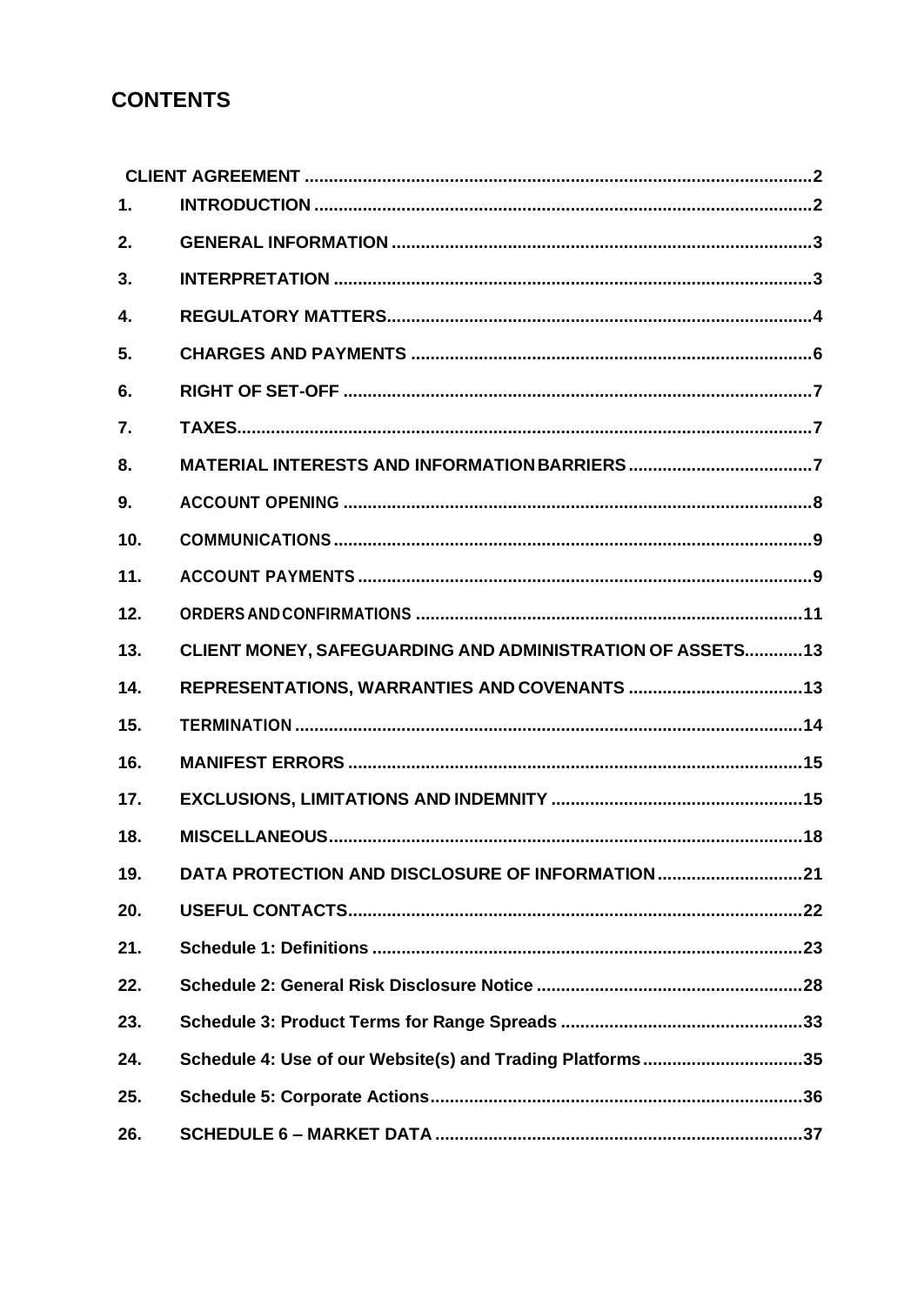# CONTENTS

| | | |
|---|---|---|
| | CLIENT AGREEMENT | 2 |
| 1. | INTRODUCTION | 2 |
| 2. | GENERAL INFORMATION | 3 |
| 3. | INTERPRETATION | 3 |
| 4. | REGULATORY MATTERS | 4 |
| 5. | CHARGES AND PAYMENTS | 6 |
| 6. | RIGHT OF SET-OFF | 7 |
| 7. | TAXES | 7 |
| 8. | MATERIAL INTERESTS AND INFORMATION BARRIERS | 7 |
| 9. | ACCOUNT OPENING | 8 |
| 10. | COMMUNICATIONS | 9 |
| 11. | ACCOUNT PAYMENTS | 9 |
| 12. | ORDERS AND CONFIRMATIONS | 11 |
| 13. | CLIENT MONEY, SAFEGUARDING AND ADMINISTRATION OF ASSETS | 13 |
| 14. | REPRESENTATIONS, WARRANTIES AND COVENANTS | 13 |
| 15. | TERMINATION | 14 |
| 16. | MANIFEST ERRORS | 15 |
| 17. | EXCLUSIONS, LIMITATIONS AND INDEMNITY | 15 |
| 18. | MISCELLANEOUS | 18 |
| 19. | DATA PROTECTION AND DISCLOSURE OF INFORMATION | 21 |
| 20. | USEFUL CONTACTS | 22 |
| 21. | Schedule 1: Definitions | 23 |
| 22. | Schedule 2: General Risk Disclosure Notice | 28 |
| 23. | Schedule 3: Product Terms for Range Spreads | 33 |
| 24. | Schedule 4: Use of our Website(s) and Trading Platforms | 35 |
| 25. | Schedule 5: Corporate Actions | 36 |
| 26. | SCHEDULE 6 – MARKET DATA | 37 |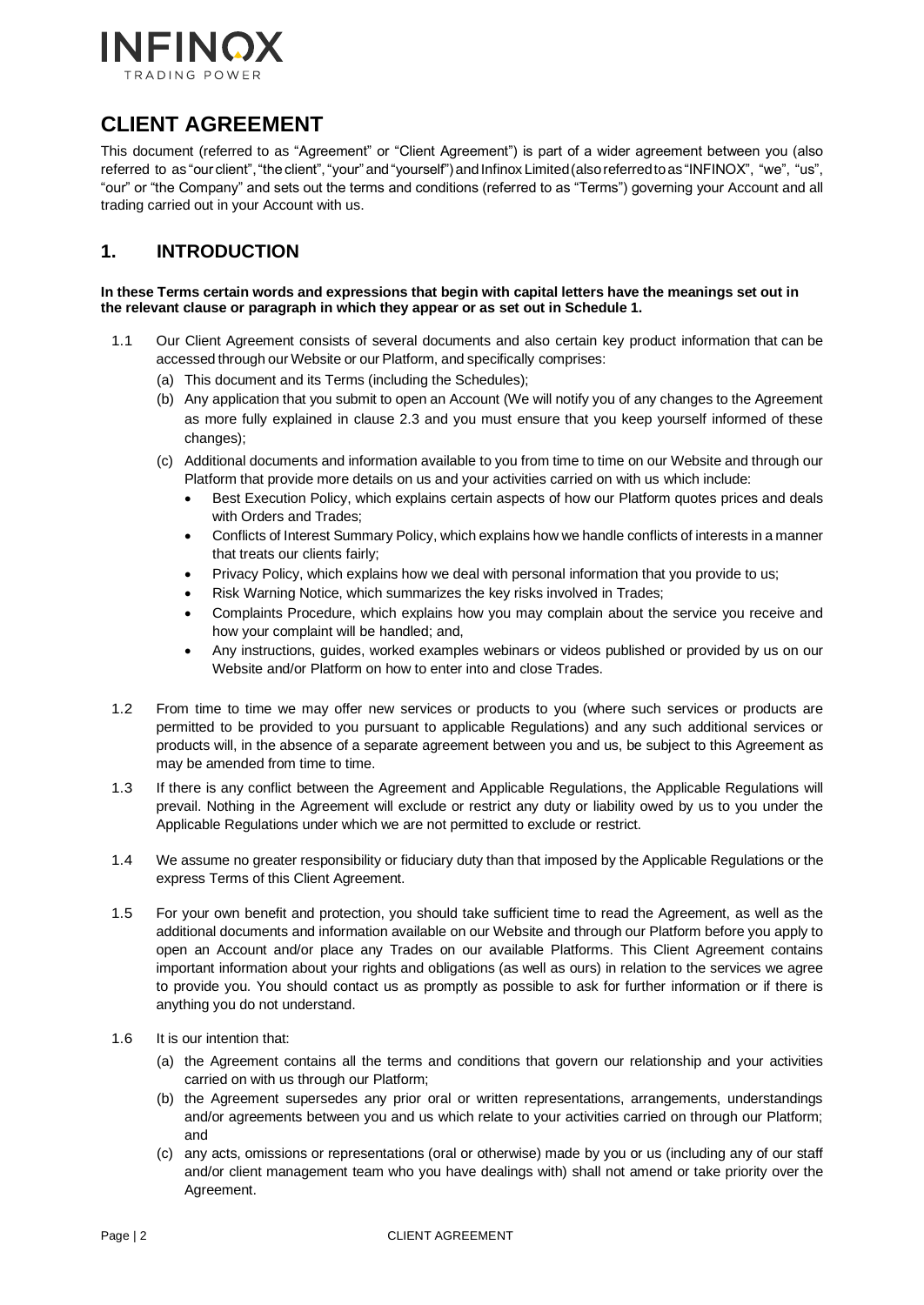# CLIENT AGREEMENT

This document (referred to as "Agreement" or "Client Agreement") is part of a wider agreement between you (also referred to as "our client", "the client", "your" and "yourself") and Infinox Limited (also referred to as "INFINOX", "we", "us", "our" or "the Company" and sets out the terms and conditions (referred to as "Terms") governing your Account and all trading carried out in your Account with us.

## 1. INTRODUCTION

**In these Terms certain words and expressions that begin with capital letters have the meanings set out in the relevant clause or paragraph in which they appear or as set out in Schedule 1.**

1.1 Our Client Agreement consists of several documents and also certain key product information that can be accessed through our Website or our Platform, and specifically comprises:

(a) This document and its Terms (including the Schedules);

(b) Any application that you submit to open an Account (We will notify you of any changes to the Agreement as more fully explained in clause 2.3 and you must ensure that you keep yourself informed of these changes);

(c) Additional documents and information available to you from time to time on our Website and through our Platform that provide more details on us and your activities carried on with us which include:

- Best Execution Policy, which explains certain aspects of how our Platform quotes prices and deals with Orders and Trades;
- Conflicts of Interest Summary Policy, which explains how we handle conflicts of interests in a manner that treats our clients fairly;
- Privacy Policy, which explains how we deal with personal information that you provide to us;
- Risk Warning Notice, which summarizes the key risks involved in Trades;
- Complaints Procedure, which explains how you may complain about the service you receive and how your complaint will be handled; and,
- Any instructions, guides, worked examples webinars or videos published or provided by us on our Website and/or Platform on how to enter into and close Trades.

1.2 From time to time we may offer new services or products to you (where such services or products are permitted to be provided to you pursuant to applicable Regulations) and any such additional services or products will, in the absence of a separate agreement between you and us, be subject to this Agreement as may be amended from time to time.

1.3 If there is any conflict between the Agreement and Applicable Regulations, the Applicable Regulations will prevail. Nothing in the Agreement will exclude or restrict any duty or liability owed by us to you under the Applicable Regulations under which we are not permitted to exclude or restrict.

1.4 We assume no greater responsibility or fiduciary duty than that imposed by the Applicable Regulations or the express Terms of this Client Agreement.

1.5 For your own benefit and protection, you should take sufficient time to read the Agreement, as well as the additional documents and information available on our Website and through our Platform before you apply to open an Account and/or place any Trades on our available Platforms. This Client Agreement contains important information about your rights and obligations (as well as ours) in relation to the services we agree to provide you. You should contact us as promptly as possible to ask for further information or if there is anything you do not understand.

1.6 It is our intention that:

(a) the Agreement contains all the terms and conditions that govern our relationship and your activities carried on with us through our Platform;

(b) the Agreement supersedes any prior oral or written representations, arrangements, understandings and/or agreements between you and us which relate to your activities carried on through our Platform; and

(c) any acts, omissions or representations (oral or otherwise) made by you or us (including any of our staff and/or client management team who you have dealings with) shall not amend or take priority over the Agreement.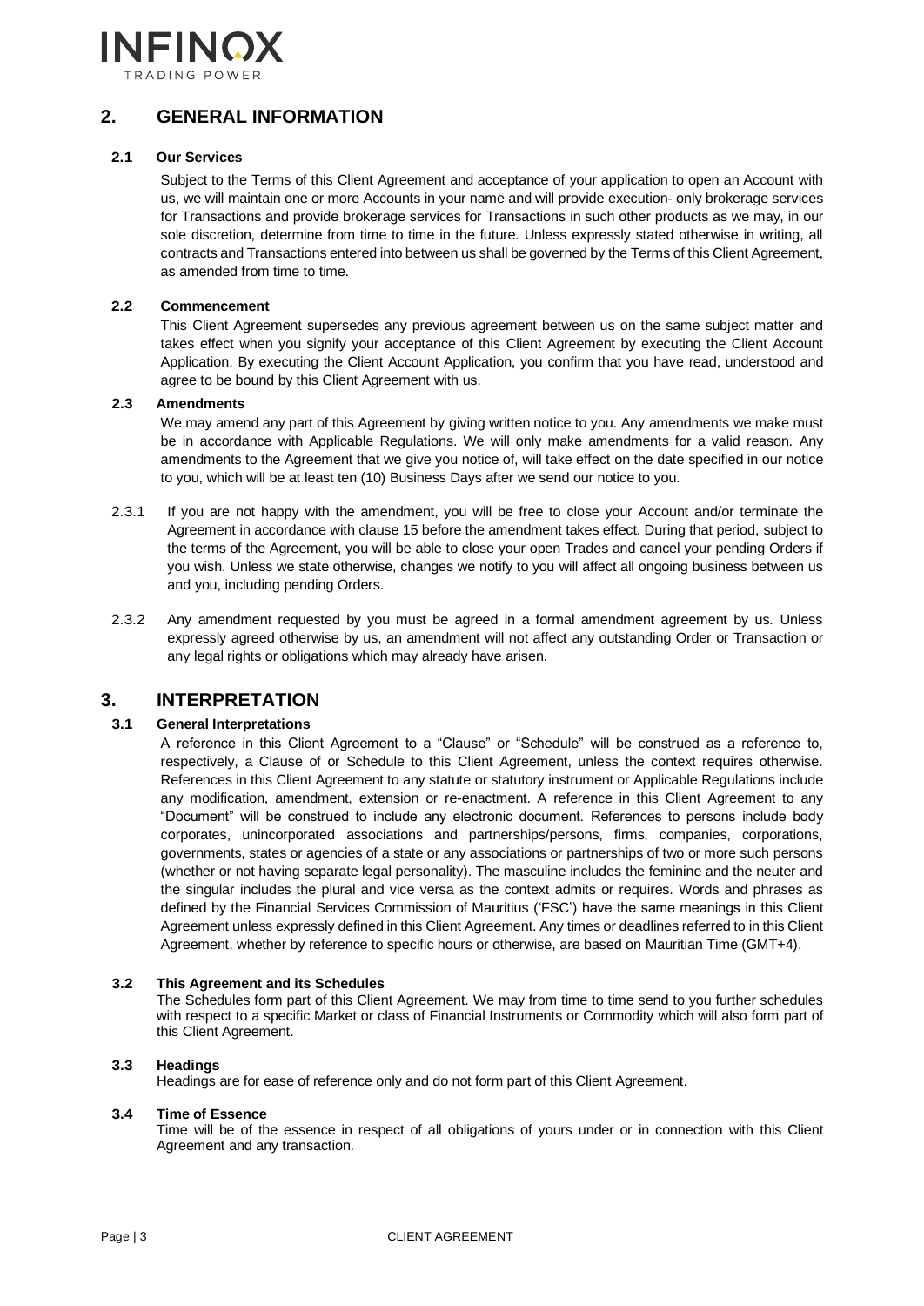## 2. GENERAL INFORMATION

### 2.1 Our Services

Subject to the Terms of this Client Agreement and acceptance of your application to open an Account with us, we will maintain one or more Accounts in your name and will provide execution- only brokerage services for Transactions and provide brokerage services for Transactions in such other products as we may, in our sole discretion, determine from time to time in the future. Unless expressly stated otherwise in writing, all contracts and Transactions entered into between us shall be governed by the Terms of this Client Agreement, as amended from time to time.

### 2.2 Commencement

This Client Agreement supersedes any previous agreement between us on the same subject matter and takes effect when you signify your acceptance of this Client Agreement by executing the Client Account Application. By executing the Client Account Application, you confirm that you have read, understood and agree to be bound by this Client Agreement with us.

### 2.3 Amendments

We may amend any part of this Agreement by giving written notice to you. Any amendments we make must be in accordance with Applicable Regulations. We will only make amendments for a valid reason. Any amendments to the Agreement that we give you notice of, will take effect on the date specified in our notice to you, which will be at least ten (10) Business Days after we send our notice to you.

2.3.1 If you are not happy with the amendment, you will be free to close your Account and/or terminate the Agreement in accordance with clause 15 before the amendment takes effect. During that period, subject to the terms of the Agreement, you will be able to close your open Trades and cancel your pending Orders if you wish. Unless we state otherwise, changes we notify to you will affect all ongoing business between us and you, including pending Orders.

2.3.2 Any amendment requested by you must be agreed in a formal amendment agreement by us. Unless expressly agreed otherwise by us, an amendment will not affect any outstanding Order or Transaction or any legal rights or obligations which may already have arisen.

## 3. INTERPRETATION

### 3.1 General Interpretations

A reference in this Client Agreement to a "Clause" or "Schedule" will be construed as a reference to, respectively, a Clause of or Schedule to this Client Agreement, unless the context requires otherwise. References in this Client Agreement to any statute or statutory instrument or Applicable Regulations include any modification, amendment, extension or re-enactment. A reference in this Client Agreement to any "Document" will be construed to include any electronic document. References to persons include body corporates, unincorporated associations and partnerships/persons, firms, companies, corporations, governments, states or agencies of a state or any associations or partnerships of two or more such persons (whether or not having separate legal personality). The masculine includes the feminine and the neuter and the singular includes the plural and vice versa as the context admits or requires. Words and phrases as defined by the Financial Services Commission of Mauritius ('FSC') have the same meanings in this Client Agreement unless expressly defined in this Client Agreement. Any times or deadlines referred to in this Client Agreement, whether by reference to specific hours or otherwise, are based on Mauritian Time (GMT+4).

### 3.2 This Agreement and its Schedules

The Schedules form part of this Client Agreement. We may from time to time send to you further schedules with respect to a specific Market or class of Financial Instruments or Commodity which will also form part of this Client Agreement.

### 3.3 Headings

Headings are for ease of reference only and do not form part of this Client Agreement.

### 3.4 Time of Essence

Time will be of the essence in respect of all obligations of yours under or in connection with this Client Agreement and any transaction.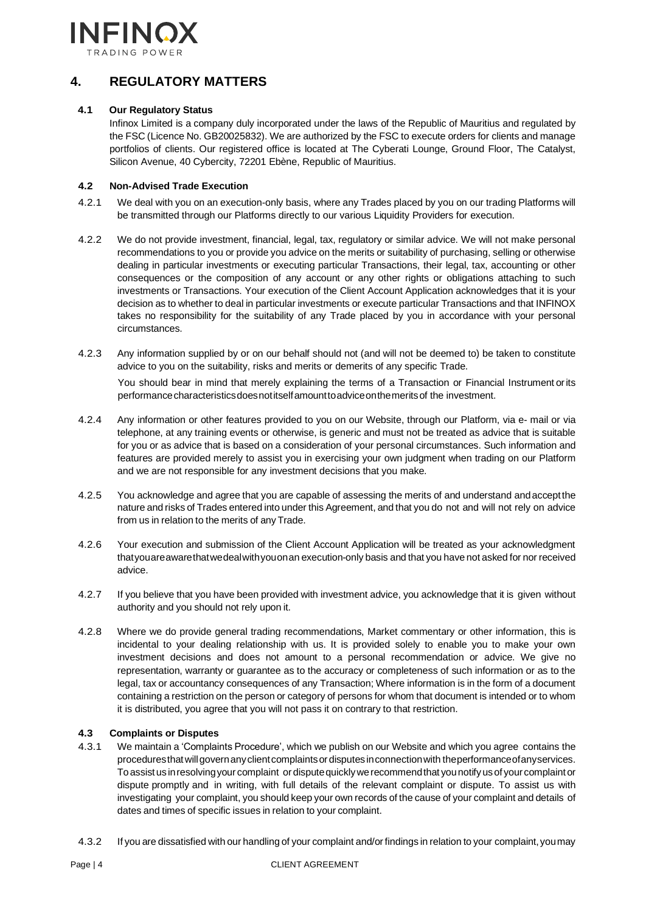## 4. REGULATORY MATTERS

### 4.1 Our Regulatory Status

Infinox Limited is a company duly incorporated under the laws of the Republic of Mauritius and regulated by the FSC (Licence No. GB20025832). We are authorized by the FSC to execute orders for clients and manage portfolios of clients. Our registered office is located at The Cyberati Lounge, Ground Floor, The Catalyst, Silicon Avenue, 40 Cybercity, 72201 Ebène, Republic of Mauritius.

### 4.2 Non-Advised Trade Execution

4.2.1 We deal with you on an execution-only basis, where any Trades placed by you on our trading Platforms will be transmitted through our Platforms directly to our various Liquidity Providers for execution.

4.2.2 We do not provide investment, financial, legal, tax, regulatory or similar advice. We will not make personal recommendations to you or provide you advice on the merits or suitability of purchasing, selling or otherwise dealing in particular investments or executing particular Transactions, their legal, tax, accounting or other consequences or the composition of any account or any other rights or obligations attaching to such investments or Transactions. Your execution of the Client Account Application acknowledges that it is your decision as to whether to deal in particular investments or execute particular Transactions and that INFINOX takes no responsibility for the suitability of any Trade placed by you in accordance with your personal circumstances.

4.2.3 Any information supplied by or on our behalf should not (and will not be deemed to) be taken to constitute advice to you on the suitability, risks and merits or demerits of any specific Trade.

You should bear in mind that merely explaining the terms of a Transaction or Financial Instrument or its performance characteristics does not itself amount to advice on the merits of the investment.

4.2.4 Any information or other features provided to you on our Website, through our Platform, via e- mail or via telephone, at any training events or otherwise, is generic and must not be treated as advice that is suitable for you or as advice that is based on a consideration of your personal circumstances. Such information and features are provided merely to assist you in exercising your own judgment when trading on our Platform and we are not responsible for any investment decisions that you make.

4.2.5 You acknowledge and agree that you are capable of assessing the merits of and understand and accept the nature and risks of Trades entered into under this Agreement, and that you do not and will not rely on advice from us in relation to the merits of any Trade.

4.2.6 Your execution and submission of the Client Account Application will be treated as your acknowledgment that you are aware that we deal with you on an execution-only basis and that you have not asked for nor received advice.

4.2.7 If you believe that you have been provided with investment advice, you acknowledge that it is given without authority and you should not rely upon it.

4.2.8 Where we do provide general trading recommendations, Market commentary or other information, this is incidental to your dealing relationship with us. It is provided solely to enable you to make your own investment decisions and does not amount to a personal recommendation or advice. We give no representation, warranty or guarantee as to the accuracy or completeness of such information or as to the legal, tax or accountancy consequences of any Transaction; Where information is in the form of a document containing a restriction on the person or category of persons for whom that document is intended or to whom it is distributed, you agree that you will not pass it on contrary to that restriction.

### 4.3 Complaints or Disputes

4.3.1 We maintain a 'Complaints Procedure', which we publish on our Website and which you agree contains the procedures that will govern any client complaints or disputes in connection with the performance of any services. To assist us in resolving your complaint or dispute quickly we recommend that you notify us of your complaint or dispute promptly and in writing, with full details of the relevant complaint or dispute. To assist us with investigating your complaint, you should keep your own records of the cause of your complaint and details of dates and times of specific issues in relation to your complaint.

4.3.2 If you are dissatisfied with our handling of your complaint and/or findings in relation to your complaint, you may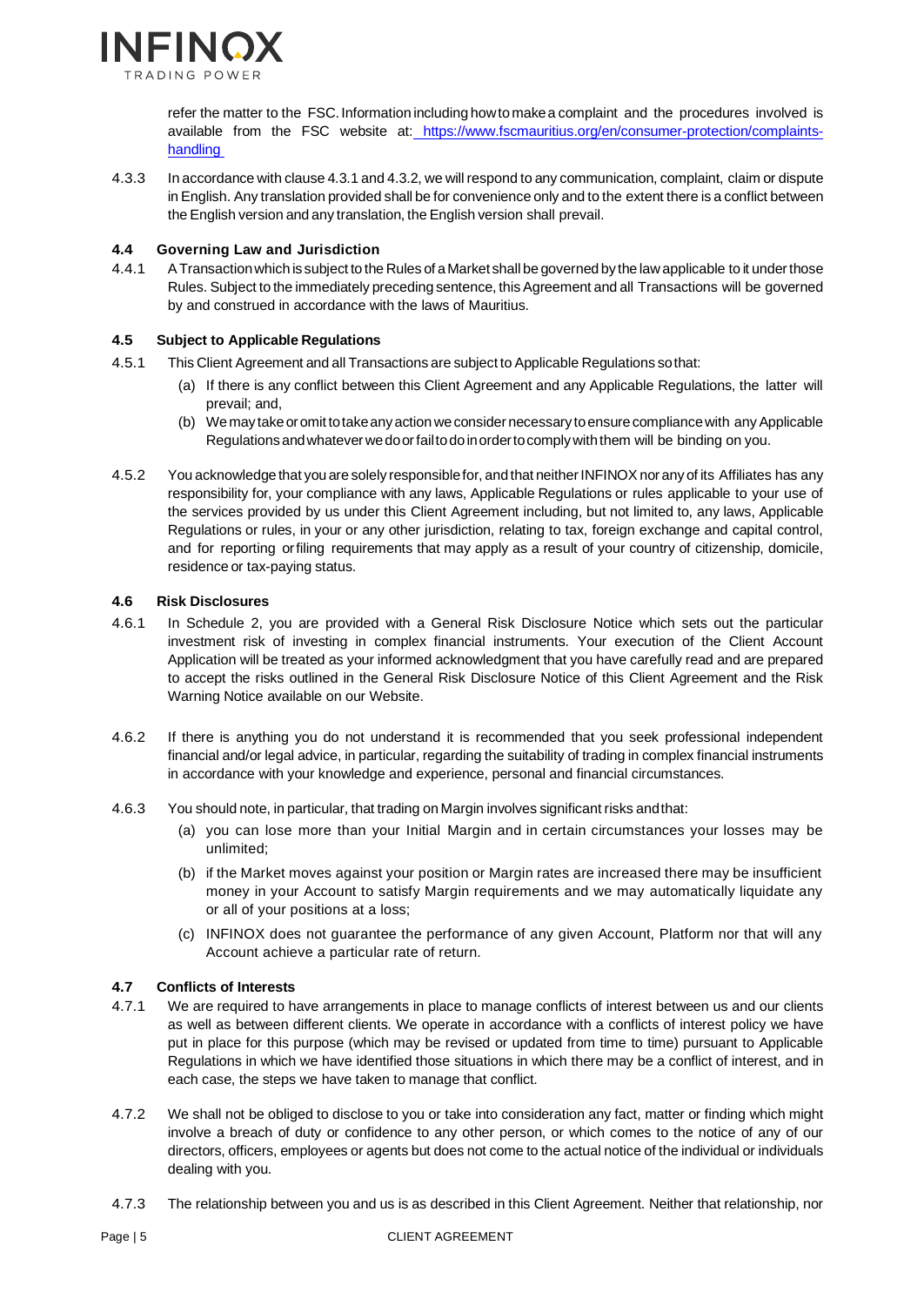refer the matter to the FSC. Information including how to make a complaint and the procedures involved is available from the FSC website at: [https://www.fscmauritius.org/en/consumer-protection/complaints-handling](https://www.fscmauritius.org/en/consumer-protection/complaints-handling)

4.3.3 In accordance with clause 4.3.1 and 4.3.2, we will respond to any communication, complaint, claim or dispute in English. Any translation provided shall be for convenience only and to the extent there is a conflict between the English version and any translation, the English version shall prevail.

### 4.4 Governing Law and Jurisdiction

4.4.1 A Transaction which is subject to the Rules of a Market shall be governed by the law applicable to it under those Rules. Subject to the immediately preceding sentence, this Agreement and all Transactions will be governed by and construed in accordance with the laws of Mauritius.

### 4.5 Subject to Applicable Regulations

4.5.1 This Client Agreement and all Transactions are subject to Applicable Regulations so that:

(a) If there is any conflict between this Client Agreement and any Applicable Regulations, the latter will prevail; and,

(b) We may take or omit to take any action we consider necessary to ensure compliance with any Applicable Regulations and whatever we do or fail to do in order to comply with them will be binding on you.

4.5.2 You acknowledge that you are solely responsible for, and that neither INFINOX nor any of its Affiliates has any responsibility for, your compliance with any laws, Applicable Regulations or rules applicable to your use of the services provided by us under this Client Agreement including, but not limited to, any laws, Applicable Regulations or rules, in your or any other jurisdiction, relating to tax, foreign exchange and capital control, and for reporting or filing requirements that may apply as a result of your country of citizenship, domicile, residence or tax-paying status.

### 4.6 Risk Disclosures

4.6.1 In Schedule 2, you are provided with a General Risk Disclosure Notice which sets out the particular investment risk of investing in complex financial instruments. Your execution of the Client Account Application will be treated as your informed acknowledgment that you have carefully read and are prepared to accept the risks outlined in the General Risk Disclosure Notice of this Client Agreement and the Risk Warning Notice available on our Website.

4.6.2 If there is anything you do not understand it is recommended that you seek professional independent financial and/or legal advice, in particular, regarding the suitability of trading in complex financial instruments in accordance with your knowledge and experience, personal and financial circumstances.

4.6.3 You should note, in particular, that trading on Margin involves significant risks and that:

(a) you can lose more than your Initial Margin and in certain circumstances your losses may be unlimited;

(b) if the Market moves against your position or Margin rates are increased there may be insufficient money in your Account to satisfy Margin requirements and we may automatically liquidate any or all of your positions at a loss;

(c) INFINOX does not guarantee the performance of any given Account, Platform nor that will any Account achieve a particular rate of return.

### 4.7 Conflicts of Interests

4.7.1 We are required to have arrangements in place to manage conflicts of interest between us and our clients as well as between different clients. We operate in accordance with a conflicts of interest policy we have put in place for this purpose (which may be revised or updated from time to time) pursuant to Applicable Regulations in which we have identified those situations in which there may be a conflict of interest, and in each case, the steps we have taken to manage that conflict.

4.7.2 We shall not be obliged to disclose to you or take into consideration any fact, matter or finding which might involve a breach of duty or confidence to any other person, or which comes to the notice of any of our directors, officers, employees or agents but does not come to the actual notice of the individual or individuals dealing with you.

4.7.3 The relationship between you and us is as described in this Client Agreement. Neither that relationship, nor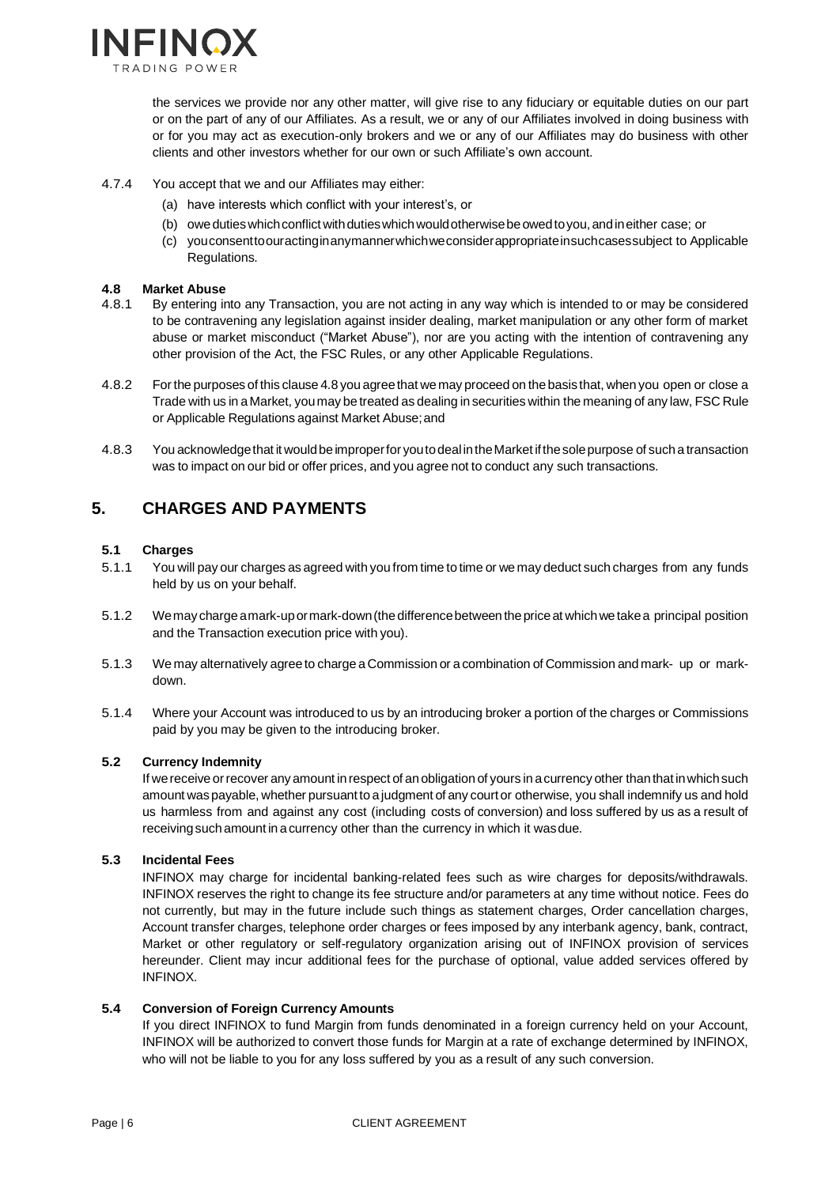the services we provide nor any other matter, will give rise to any fiduciary or equitable duties on our part or on the part of any of our Affiliates. As a result, we or any of our Affiliates involved in doing business with or for you may act as execution-only brokers and we or any of our Affiliates may do business with other clients and other investors whether for our own or such Affiliate's own account.

4.7.4 You accept that we and our Affiliates may either:

(a) have interests which conflict with your interest's, or

(b) owe duties which conflict with duties which would otherwise be owed to you, and in either case; or

(c) you consent to our acting in any manner which we consider appropriate in such cases subject to Applicable Regulations.

#### 4.8 Market Abuse

4.8.1 By entering into any Transaction, you are not acting in any way which is intended to or may be considered to be contravening any legislation against insider dealing, market manipulation or any other form of market abuse or market misconduct ("Market Abuse"), nor are you acting with the intention of contravening any other provision of the Act, the FSC Rules, or any other Applicable Regulations.

4.8.2 For the purposes of this clause 4.8 you agree that we may proceed on the basis that, when you open or close a Trade with us in a Market, you may be treated as dealing in securities within the meaning of any law, FSC Rule or Applicable Regulations against Market Abuse; and

4.8.3 You acknowledge that it would be improper for you to deal in the Market if the sole purpose of such a transaction was to impact on our bid or offer prices, and you agree not to conduct any such transactions.

## 5. CHARGES AND PAYMENTS

#### 5.1 Charges

5.1.1 You will pay our charges as agreed with you from time to time or we may deduct such charges from any funds held by us on your behalf.

5.1.2 We may charge a mark-up or mark-down (the difference between the price at which we take a principal position and the Transaction execution price with you).

5.1.3 We may alternatively agree to charge a Commission or a combination of Commission and mark- up or mark-down.

5.1.4 Where your Account was introduced to us by an introducing broker a portion of the charges or Commissions paid by you may be given to the introducing broker.

#### 5.2 Currency Indemnity

If we receive or recover any amount in respect of an obligation of yours in a currency other than that in which such amount was payable, whether pursuant to a judgment of any court or otherwise, you shall indemnify us and hold us harmless from and against any cost (including costs of conversion) and loss suffered by us as a result of receiving such amount in a currency other than the currency in which it was due.

#### 5.3 Incidental Fees

INFINOX may charge for incidental banking-related fees such as wire charges for deposits/withdrawals. INFINOX reserves the right to change its fee structure and/or parameters at any time without notice. Fees do not currently, but may in the future include such things as statement charges, Order cancellation charges, Account transfer charges, telephone order charges or fees imposed by any interbank agency, bank, contract, Market or other regulatory or self-regulatory organization arising out of INFINOX provision of services hereunder. Client may incur additional fees for the purchase of optional, value added services offered by INFINOX.

#### 5.4 Conversion of Foreign Currency Amounts

If you direct INFINOX to fund Margin from funds denominated in a foreign currency held on your Account, INFINOX will be authorized to convert those funds for Margin at a rate of exchange determined by INFINOX, who will not be liable to you for any loss suffered by you as a result of any such conversion.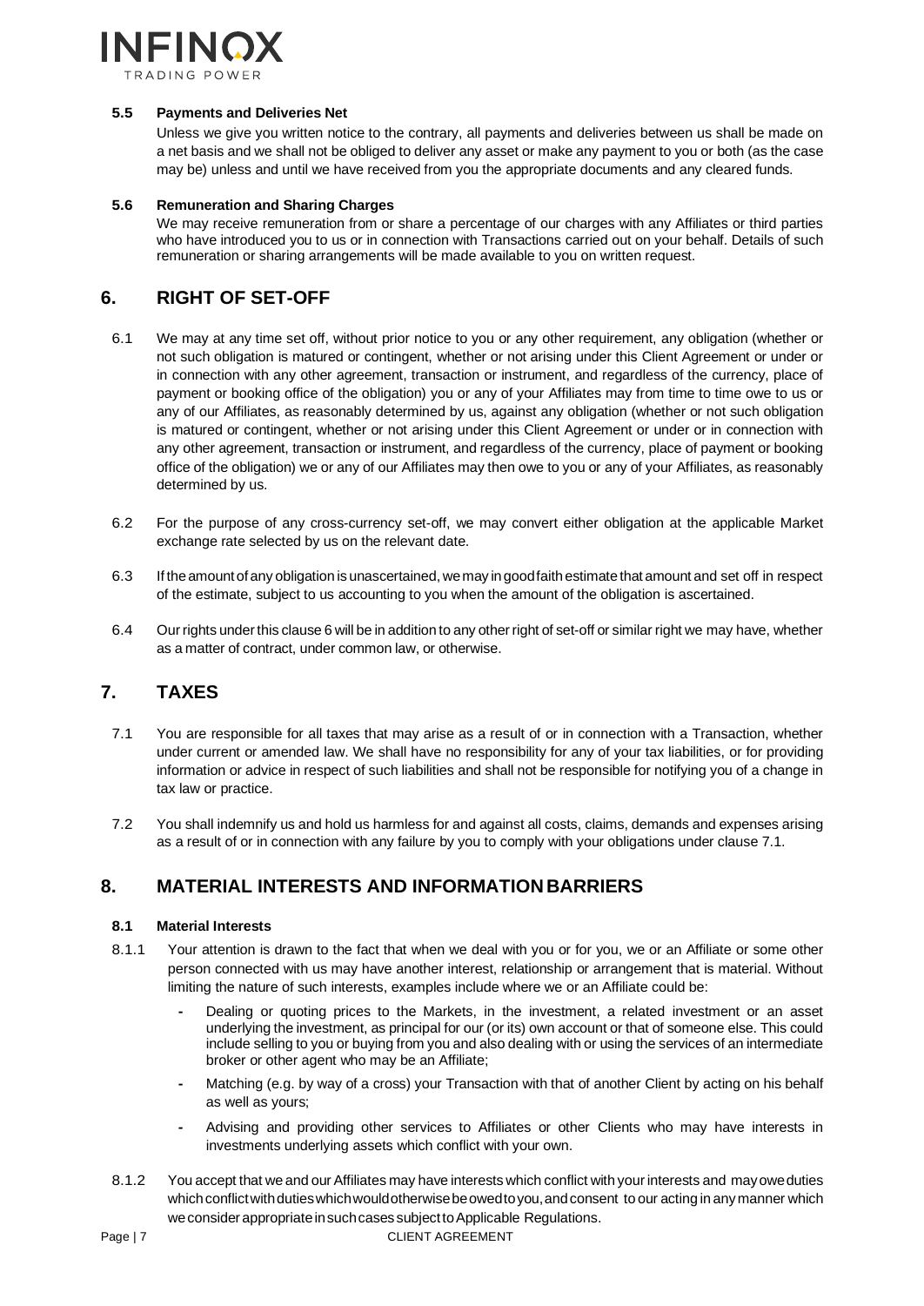### 5.5 Payments and Deliveries Net

Unless we give you written notice to the contrary, all payments and deliveries between us shall be made on a net basis and we shall not be obliged to deliver any asset or make any payment to you or both (as the case may be) unless and until we have received from you the appropriate documents and any cleared funds.

### 5.6 Remuneration and Sharing Charges

We may receive remuneration from or share a percentage of our charges with any Affiliates or third parties who have introduced you to us or in connection with Transactions carried out on your behalf. Details of such remuneration or sharing arrangements will be made available to you on written request.

## 6. RIGHT OF SET-OFF

6.1 We may at any time set off, without prior notice to you or any other requirement, any obligation (whether or not such obligation is matured or contingent, whether or not arising under this Client Agreement or under or in connection with any other agreement, transaction or instrument, and regardless of the currency, place of payment or booking office of the obligation) you or any of your Affiliates may from time to time owe to us or any of our Affiliates, as reasonably determined by us, against any obligation (whether or not such obligation is matured or contingent, whether or not arising under this Client Agreement or under or in connection with any other agreement, transaction or instrument, and regardless of the currency, place of payment or booking office of the obligation) we or any of our Affiliates may then owe to you or any of your Affiliates, as reasonably determined by us.

6.2 For the purpose of any cross-currency set-off, we may convert either obligation at the applicable Market exchange rate selected by us on the relevant date.

6.3 If the amount of any obligation is unascertained, we may in good faith estimate that amount and set off in respect of the estimate, subject to us accounting to you when the amount of the obligation is ascertained.

6.4 Our rights under this clause 6 will be in addition to any other right of set-off or similar right we may have, whether as a matter of contract, under common law, or otherwise.

## 7. TAXES

7.1 You are responsible for all taxes that may arise as a result of or in connection with a Transaction, whether under current or amended law. We shall have no responsibility for any of your tax liabilities, or for providing information or advice in respect of such liabilities and shall not be responsible for notifying you of a change in tax law or practice.

7.2 You shall indemnify us and hold us harmless for and against all costs, claims, demands and expenses arising as a result of or in connection with any failure by you to comply with your obligations under clause 7.1.

## 8. MATERIAL INTERESTS AND INFORMATION BARRIERS

### 8.1 Material Interests

8.1.1 Your attention is drawn to the fact that when we deal with you or for you, we or an Affiliate or some other person connected with us may have another interest, relationship or arrangement that is material. Without limiting the nature of such interests, examples include where we or an Affiliate could be:

- Dealing or quoting prices to the Markets, in the investment, a related investment or an asset underlying the investment, as principal for our (or its) own account or that of someone else. This could include selling to you or buying from you and also dealing with or using the services of an intermediate broker or other agent who may be an Affiliate;
- Matching (e.g. by way of a cross) your Transaction with that of another Client by acting on his behalf as well as yours;
- Advising and providing other services to Affiliates or other Clients who may have interests in investments underlying assets which conflict with your own.

8.1.2 You accept that we and our Affiliates may have interests which conflict with your interests and may owe duties which conflict with duties which would otherwise be owed to you, and consent to our acting in any manner which we consider appropriate in such cases subject to Applicable Regulations.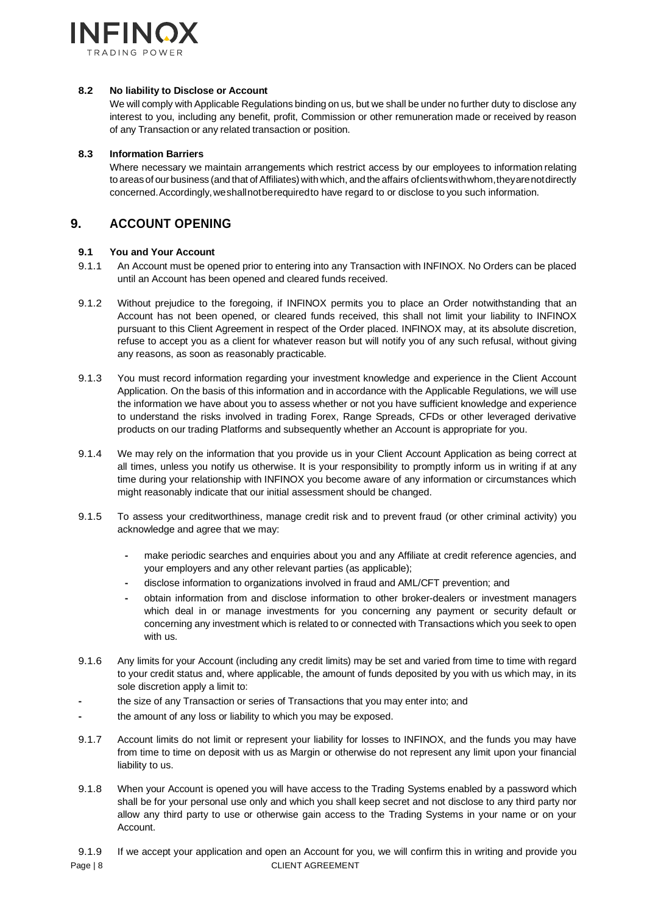### 8.2 No liability to Disclose or Account

We will comply with Applicable Regulations binding on us, but we shall be under no further duty to disclose any interest to you, including any benefit, profit, Commission or other remuneration made or received by reason of any Transaction or any related transaction or position.

### 8.3 Information Barriers

Where necessary we maintain arrangements which restrict access by our employees to information relating to areas of our business (and that of Affiliates) with which, and the affairs of clients with whom, they are not directly concerned. Accordingly, we shall not be required to have regard to or disclose to you such information.

## 9. ACCOUNT OPENING

### 9.1 You and Your Account

9.1.1 An Account must be opened prior to entering into any Transaction with INFINOX. No Orders can be placed until an Account has been opened and cleared funds received.

9.1.2 Without prejudice to the foregoing, if INFINOX permits you to place an Order notwithstanding that an Account has not been opened, or cleared funds received, this shall not limit your liability to INFINOX pursuant to this Client Agreement in respect of the Order placed. INFINOX may, at its absolute discretion, refuse to accept you as a client for whatever reason but will notify you of any such refusal, without giving any reasons, as soon as reasonably practicable.

9.1.3 You must record information regarding your investment knowledge and experience in the Client Account Application. On the basis of this information and in accordance with the Applicable Regulations, we will use the information we have about you to assess whether or not you have sufficient knowledge and experience to understand the risks involved in trading Forex, Range Spreads, CFDs or other leveraged derivative products on our trading Platforms and subsequently whether an Account is appropriate for you.

9.1.4 We may rely on the information that you provide us in your Client Account Application as being correct at all times, unless you notify us otherwise. It is your responsibility to promptly inform us in writing if at any time during your relationship with INFINOX you become aware of any information or circumstances which might reasonably indicate that our initial assessment should be changed.

9.1.5 To assess your creditworthiness, manage credit risk and to prevent fraud (or other criminal activity) you acknowledge and agree that we may:

- make periodic searches and enquiries about you and any Affiliate at credit reference agencies, and your employers and any other relevant parties (as applicable);
- disclose information to organizations involved in fraud and AML/CFT prevention; and
- obtain information from and disclose information to other broker-dealers or investment managers which deal in or manage investments for you concerning any payment or security default or concerning any investment which is related to or connected with Transactions which you seek to open with us.

9.1.6 Any limits for your Account (including any credit limits) may be set and varied from time to time with regard to your credit status and, where applicable, the amount of funds deposited by you with us which may, in its sole discretion apply a limit to:

- the size of any Transaction or series of Transactions that you may enter into; and
- the amount of any loss or liability to which you may be exposed.

9.1.7 Account limits do not limit or represent your liability for losses to INFINOX, and the funds you may have from time to time on deposit with us as Margin or otherwise do not represent any limit upon your financial liability to us.

9.1.8 When your Account is opened you will have access to the Trading Systems enabled by a password which shall be for your personal use only and which you shall keep secret and not disclose to any third party nor allow any third party to use or otherwise gain access to the Trading Systems in your name or on your Account.

9.1.9 If we accept your application and open an Account for you, we will confirm this in writing and provide you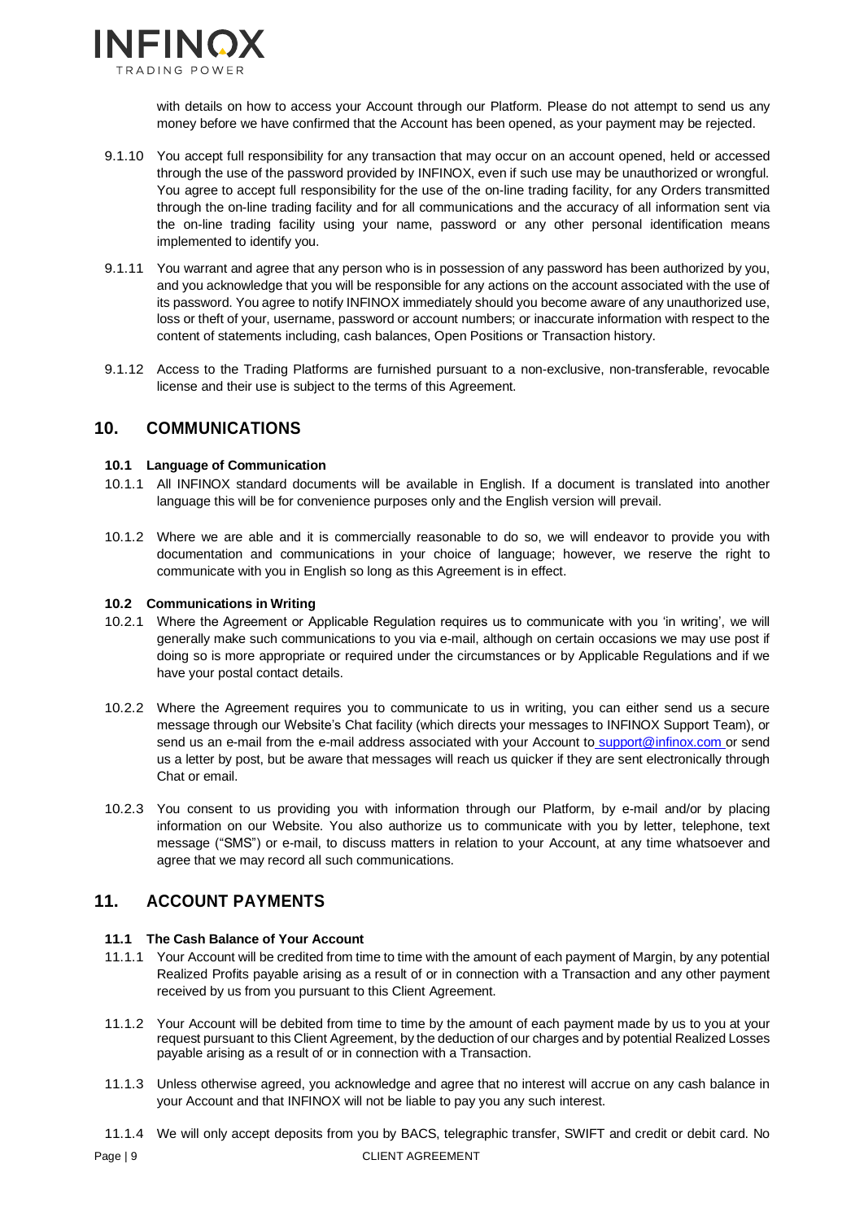with details on how to access your Account through our Platform. Please do not attempt to send us any money before we have confirmed that the Account has been opened, as your payment may be rejected.

9.1.10 You accept full responsibility for any transaction that may occur on an account opened, held or accessed through the use of the password provided by INFINOX, even if such use may be unauthorized or wrongful. You agree to accept full responsibility for the use of the on-line trading facility, for any Orders transmitted through the on-line trading facility and for all communications and the accuracy of all information sent via the on-line trading facility using your name, password or any other personal identification means implemented to identify you.

9.1.11 You warrant and agree that any person who is in possession of any password has been authorized by you, and you acknowledge that you will be responsible for any actions on the account associated with the use of its password. You agree to notify INFINOX immediately should you become aware of any unauthorized use, loss or theft of your, username, password or account numbers; or inaccurate information with respect to the content of statements including, cash balances, Open Positions or Transaction history.

9.1.12 Access to the Trading Platforms are furnished pursuant to a non-exclusive, non-transferable, revocable license and their use is subject to the terms of this Agreement.

## 10. COMMUNICATIONS

### 10.1 Language of Communication

10.1.1 All INFINOX standard documents will be available in English. If a document is translated into another language this will be for convenience purposes only and the English version will prevail.

10.1.2 Where we are able and it is commercially reasonable to do so, we will endeavor to provide you with documentation and communications in your choice of language; however, we reserve the right to communicate with you in English so long as this Agreement is in effect.

### 10.2 Communications in Writing

10.2.1 Where the Agreement or Applicable Regulation requires us to communicate with you 'in writing', we will generally make such communications to you via e-mail, although on certain occasions we may use post if doing so is more appropriate or required under the circumstances or by Applicable Regulations and if we have your postal contact details.

10.2.2 Where the Agreement requires you to communicate to us in writing, you can either send us a secure message through our Website's Chat facility (which directs your messages to INFINOX Support Team), or send us an e-mail from the e-mail address associated with your Account to support@infinox.com or send us a letter by post, but be aware that messages will reach us quicker if they are sent electronically through Chat or email.

10.2.3 You consent to us providing you with information through our Platform, by e-mail and/or by placing information on our Website. You also authorize us to communicate with you by letter, telephone, text message ("SMS") or e-mail, to discuss matters in relation to your Account, at any time whatsoever and agree that we may record all such communications.

## 11. ACCOUNT PAYMENTS

### 11.1 The Cash Balance of Your Account

11.1.1 Your Account will be credited from time to time with the amount of each payment of Margin, by any potential Realized Profits payable arising as a result of or in connection with a Transaction and any other payment received by us from you pursuant to this Client Agreement.

11.1.2 Your Account will be debited from time to time by the amount of each payment made by us to you at your request pursuant to this Client Agreement, by the deduction of our charges and by potential Realized Losses payable arising as a result of or in connection with a Transaction.

11.1.3 Unless otherwise agreed, you acknowledge and agree that no interest will accrue on any cash balance in your Account and that INFINOX will not be liable to pay you any such interest.

11.1.4 We will only accept deposits from you by BACS, telegraphic transfer, SWIFT and credit or debit card. No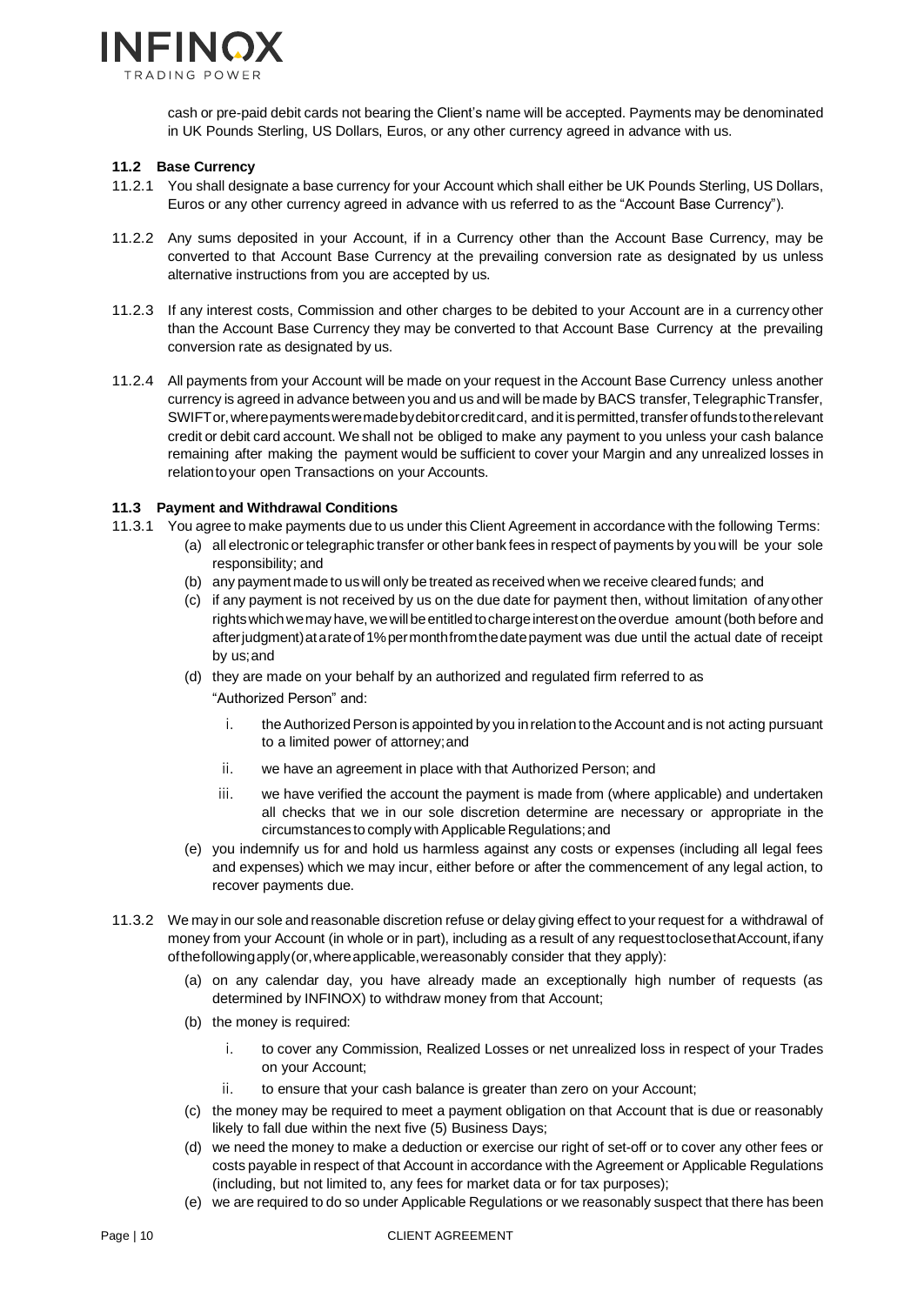cash or pre-paid debit cards not bearing the Client's name will be accepted. Payments may be denominated in UK Pounds Sterling, US Dollars, Euros, or any other currency agreed in advance with us.

### 11.2 Base Currency

11.2.1 You shall designate a base currency for your Account which shall either be UK Pounds Sterling, US Dollars, Euros or any other currency agreed in advance with us referred to as the "Account Base Currency").

11.2.2 Any sums deposited in your Account, if in a Currency other than the Account Base Currency, may be converted to that Account Base Currency at the prevailing conversion rate as designated by us unless alternative instructions from you are accepted by us.

11.2.3 If any interest costs, Commission and other charges to be debited to your Account are in a currency other than the Account Base Currency they may be converted to that Account Base Currency at the prevailing conversion rate as designated by us.

11.2.4 All payments from your Account will be made on your request in the Account Base Currency unless another currency is agreed in advance between you and us and will be made by BACS transfer, Telegraphic Transfer, SWIFT or, where payments were made by debit or credit card, and it is permitted, transfer of funds to the relevant credit or debit card account. We shall not be obliged to make any payment to you unless your cash balance remaining after making the payment would be sufficient to cover your Margin and any unrealized losses in relation to your open Transactions on your Accounts.

### 11.3 Payment and Withdrawal Conditions

11.3.1 You agree to make payments due to us under this Client Agreement in accordance with the following Terms:

(a) all electronic or telegraphic transfer or other bank fees in respect of payments by you will be your sole responsibility; and

(b) any payment made to us will only be treated as received when we receive cleared funds; and

(c) if any payment is not received by us on the due date for payment then, without limitation of any other rights which we may have, we will be entitled to charge interest on the overdue amount (both before and after judgment) at a rate of 1% per month from the date payment was due until the actual date of receipt by us; and

(d) they are made on your behalf by an authorized and regulated firm referred to as "Authorized Person" and:

i. the Authorized Person is appointed by you in relation to the Account and is not acting pursuant to a limited power of attorney; and

ii. we have an agreement in place with that Authorized Person; and

iii. we have verified the account the payment is made from (where applicable) and undertaken all checks that we in our sole discretion determine are necessary or appropriate in the circumstances to comply with Applicable Regulations; and

(e) you indemnify us for and hold us harmless against any costs or expenses (including all legal fees and expenses) which we may incur, either before or after the commencement of any legal action, to recover payments due.

11.3.2 We may in our sole and reasonable discretion refuse or delay giving effect to your request for a withdrawal of money from your Account (in whole or in part), including as a result of any request to close that Account, if any of the following apply (or, where applicable, we reasonably consider that they apply):

(a) on any calendar day, you have already made an exceptionally high number of requests (as determined by INFINOX) to withdraw money from that Account;

(b) the money is required:

i. to cover any Commission, Realized Losses or net unrealized loss in respect of your Trades on your Account;

ii. to ensure that your cash balance is greater than zero on your Account;

(c) the money may be required to meet a payment obligation on that Account that is due or reasonably likely to fall due within the next five (5) Business Days;

(d) we need the money to make a deduction or exercise our right of set-off or to cover any other fees or costs payable in respect of that Account in accordance with the Agreement or Applicable Regulations (including, but not limited to, any fees for market data or for tax purposes);

(e) we are required to do so under Applicable Regulations or we reasonably suspect that there has been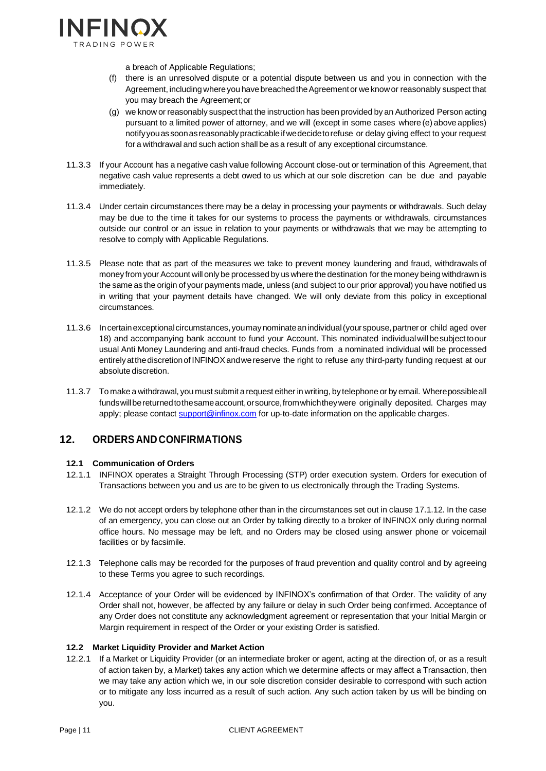a breach of Applicable Regulations;

(f) there is an unresolved dispute or a potential dispute between us and you in connection with the Agreement, including where you have breached the Agreement or we know or reasonably suspect that you may breach the Agreement; or

(g) we know or reasonably suspect that the instruction has been provided by an Authorized Person acting pursuant to a limited power of attorney, and we will (except in some cases where (e) above applies) notify you as soon as reasonably practicable if we decide to refuse or delay giving effect to your request for a withdrawal and such action shall be as a result of any exceptional circumstance.

11.3.3 If your Account has a negative cash value following Account close-out or termination of this Agreement, that negative cash value represents a debt owed to us which at our sole discretion can be due and payable immediately.

11.3.4 Under certain circumstances there may be a delay in processing your payments or withdrawals. Such delay may be due to the time it takes for our systems to process the payments or withdrawals, circumstances outside our control or an issue in relation to your payments or withdrawals that we may be attempting to resolve to comply with Applicable Regulations.

11.3.5 Please note that as part of the measures we take to prevent money laundering and fraud, withdrawals of money from your Account will only be processed by us where the destination for the money being withdrawn is the same as the origin of your payments made, unless (and subject to our prior approval) you have notified us in writing that your payment details have changed. We will only deviate from this policy in exceptional circumstances.

11.3.6 In certain exceptional circumstances, you may nominate an individual (your spouse, partner or child aged over 18) and accompanying bank account to fund your Account. This nominated individual will be subject to our usual Anti Money Laundering and anti-fraud checks. Funds from a nominated individual will be processed entirely at the discretion of INFINOX and we reserve the right to refuse any third-party funding request at our absolute discretion.

11.3.7 To make a withdrawal, you must submit a request either in writing, by telephone or by email. Where possible all funds will be returned to the same account, or source, from which they were originally deposited. Charges may apply; please contact support@infinox.com for up-to-date information on the applicable charges.

## 12. ORDERS AND CONFIRMATIONS

### 12.1 Communication of Orders

12.1.1 INFINOX operates a Straight Through Processing (STP) order execution system. Orders for execution of Transactions between you and us are to be given to us electronically through the Trading Systems.

12.1.2 We do not accept orders by telephone other than in the circumstances set out in clause 17.1.12. In the case of an emergency, you can close out an Order by talking directly to a broker of INFINOX only during normal office hours. No message may be left, and no Orders may be closed using answer phone or voicemail facilities or by facsimile.

12.1.3 Telephone calls may be recorded for the purposes of fraud prevention and quality control and by agreeing to these Terms you agree to such recordings.

12.1.4 Acceptance of your Order will be evidenced by INFINOX's confirmation of that Order. The validity of any Order shall not, however, be affected by any failure or delay in such Order being confirmed. Acceptance of any Order does not constitute any acknowledgment agreement or representation that your Initial Margin or Margin requirement in respect of the Order or your existing Order is satisfied.

### 12.2 Market Liquidity Provider and Market Action

12.2.1 If a Market or Liquidity Provider (or an intermediate broker or agent, acting at the direction of, or as a result of action taken by, a Market) takes any action which we determine affects or may affect a Transaction, then we may take any action which we, in our sole discretion consider desirable to correspond with such action or to mitigate any loss incurred as a result of such action. Any such action taken by us will be binding on you.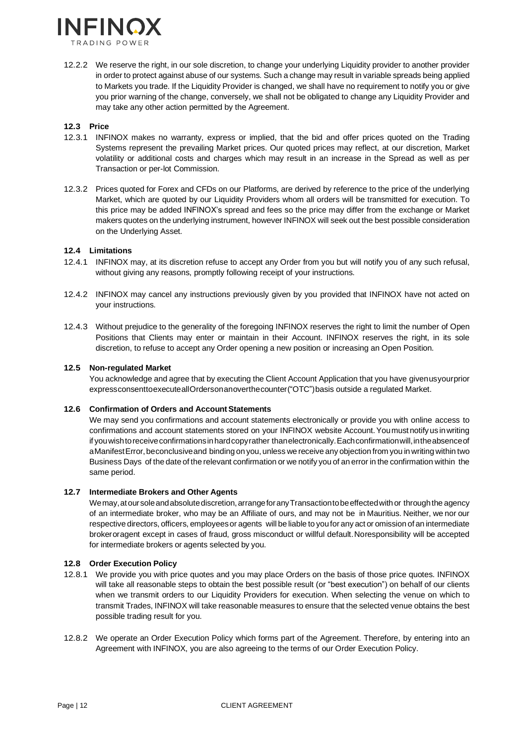12.2.2 We reserve the right, in our sole discretion, to change your underlying Liquidity provider to another provider in order to protect against abuse of our systems. Such a change may result in variable spreads being applied to Markets you trade. If the Liquidity Provider is changed, we shall have no requirement to notify you or give you prior warning of the change, conversely, we shall not be obligated to change any Liquidity Provider and may take any other action permitted by the Agreement.

### 12.3 Price

12.3.1 INFINOX makes no warranty, express or implied, that the bid and offer prices quoted on the Trading Systems represent the prevailing Market prices. Our quoted prices may reflect, at our discretion, Market volatility or additional costs and charges which may result in an increase in the Spread as well as per Transaction or per-lot Commission.

12.3.2 Prices quoted for Forex and CFDs on our Platforms, are derived by reference to the price of the underlying Market, which are quoted by our Liquidity Providers whom all orders will be transmitted for execution. To this price may be added INFINOX's spread and fees so the price may differ from the exchange or Market makers quotes on the underlying instrument, however INFINOX will seek out the best possible consideration on the Underlying Asset.

### 12.4 Limitations

12.4.1 INFINOX may, at its discretion refuse to accept any Order from you but will notify you of any such refusal, without giving any reasons, promptly following receipt of your instructions.

12.4.2 INFINOX may cancel any instructions previously given by you provided that INFINOX have not acted on your instructions.

12.4.3 Without prejudice to the generality of the foregoing INFINOX reserves the right to limit the number of Open Positions that Clients may enter or maintain in their Account. INFINOX reserves the right, in its sole discretion, to refuse to accept any Order opening a new position or increasing an Open Position.

### 12.5 Non-regulated Market

You acknowledge and agree that by executing the Client Account Application that you have given us your prior express consent to execute all Orders on an over the counter ("OTC") basis outside a regulated Market.

### 12.6 Confirmation of Orders and Account Statements

We may send you confirmations and account statements electronically or provide you with online access to confirmations and account statements stored on your INFINOX website Account. You must notify us in writing if you wish to receive confirmations in hardcopy rather than electronically. Each confirmation will, in the absence of a Manifest Error, be conclusive and binding on you, unless we receive any objection from you in writing within two Business Days of the date of the relevant confirmation or we notify you of an error in the confirmation within the same period.

### 12.7 Intermediate Brokers and Other Agents

We may, at our sole and absolute discretion, arrange for any Transaction to be effected with or through the agency of an intermediate broker, who may be an Affiliate of ours, and may not be in Mauritius. Neither, we nor our respective directors, officers, employees or agents will be liable to you for any act or omission of an intermediate broker or agent except in cases of fraud, gross misconduct or willful default. No responsibility will be accepted for intermediate brokers or agents selected by you.

### 12.8 Order Execution Policy

12.8.1 We provide you with price quotes and you may place Orders on the basis of those price quotes. INFINOX will take all reasonable steps to obtain the best possible result (or "best execution") on behalf of our clients when we transmit orders to our Liquidity Providers for execution. When selecting the venue on which to transmit Trades, INFINOX will take reasonable measures to ensure that the selected venue obtains the best possible trading result for you.

12.8.2 We operate an Order Execution Policy which forms part of the Agreement. Therefore, by entering into an Agreement with INFINOX, you are also agreeing to the terms of our Order Execution Policy.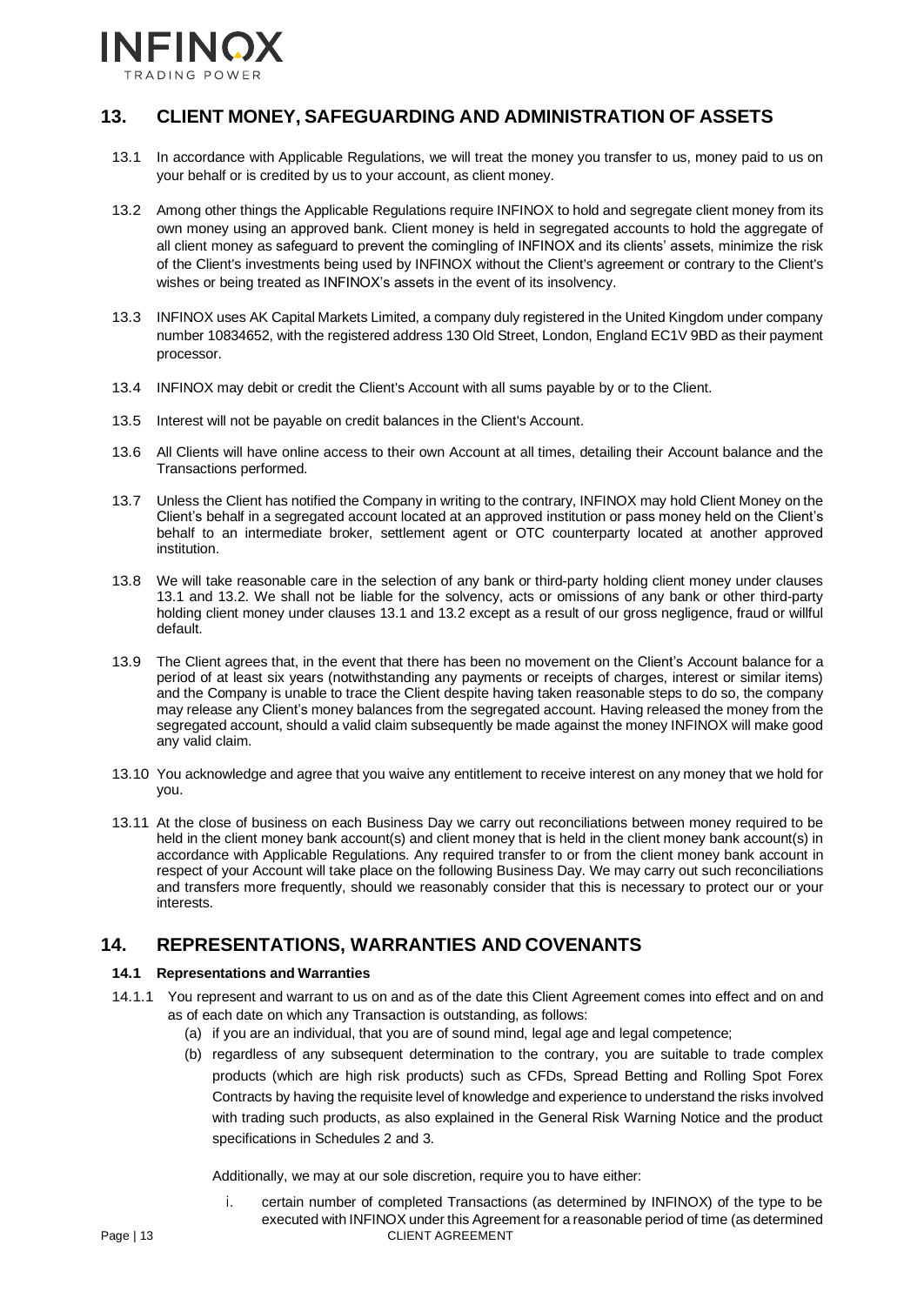## 13. CLIENT MONEY, SAFEGUARDING AND ADMINISTRATION OF ASSETS

13.1 In accordance with Applicable Regulations, we will treat the money you transfer to us, money paid to us on your behalf or is credited by us to your account, as client money.

13.2 Among other things the Applicable Regulations require INFINOX to hold and segregate client money from its own money using an approved bank. Client money is held in segregated accounts to hold the aggregate of all client money as safeguard to prevent the comingling of INFINOX and its clients' assets, minimize the risk of the Client's investments being used by INFINOX without the Client's agreement or contrary to the Client's wishes or being treated as INFINOX's assets in the event of its insolvency.

13.3 INFINOX uses AK Capital Markets Limited, a company duly registered in the United Kingdom under company number 10834652, with the registered address 130 Old Street, London, England EC1V 9BD as their payment processor.

13.4 INFINOX may debit or credit the Client's Account with all sums payable by or to the Client.

13.5 Interest will not be payable on credit balances in the Client's Account.

13.6 All Clients will have online access to their own Account at all times, detailing their Account balance and the Transactions performed.

13.7 Unless the Client has notified the Company in writing to the contrary, INFINOX may hold Client Money on the Client's behalf in a segregated account located at an approved institution or pass money held on the Client's behalf to an intermediate broker, settlement agent or OTC counterparty located at another approved institution.

13.8 We will take reasonable care in the selection of any bank or third-party holding client money under clauses 13.1 and 13.2. We shall not be liable for the solvency, acts or omissions of any bank or other third-party holding client money under clauses 13.1 and 13.2 except as a result of our gross negligence, fraud or willful default.

13.9 The Client agrees that, in the event that there has been no movement on the Client's Account balance for a period of at least six years (notwithstanding any payments or receipts of charges, interest or similar items) and the Company is unable to trace the Client despite having taken reasonable steps to do so, the company may release any Client's money balances from the segregated account. Having released the money from the segregated account, should a valid claim subsequently be made against the money INFINOX will make good any valid claim.

13.10 You acknowledge and agree that you waive any entitlement to receive interest on any money that we hold for you.

13.11 At the close of business on each Business Day we carry out reconciliations between money required to be held in the client money bank account(s) and client money that is held in the client money bank account(s) in accordance with Applicable Regulations. Any required transfer to or from the client money bank account in respect of your Account will take place on the following Business Day. We may carry out such reconciliations and transfers more frequently, should we reasonably consider that this is necessary to protect our or your interests.

## 14. REPRESENTATIONS, WARRANTIES AND COVENANTS

### 14.1 Representations and Warranties

14.1.1 You represent and warrant to us on and as of the date this Client Agreement comes into effect and on and as of each date on which any Transaction is outstanding, as follows:

(a) if you are an individual, that you are of sound mind, legal age and legal competence;

(b) regardless of any subsequent determination to the contrary, you are suitable to trade complex products (which are high risk products) such as CFDs, Spread Betting and Rolling Spot Forex Contracts by having the requisite level of knowledge and experience to understand the risks involved with trading such products, as also explained in the General Risk Warning Notice and the product specifications in Schedules 2 and 3.

Additionally, we may at our sole discretion, require you to have either:

i. certain number of completed Transactions (as determined by INFINOX) of the type to be executed with INFINOX under this Agreement for a reasonable period of time (as determined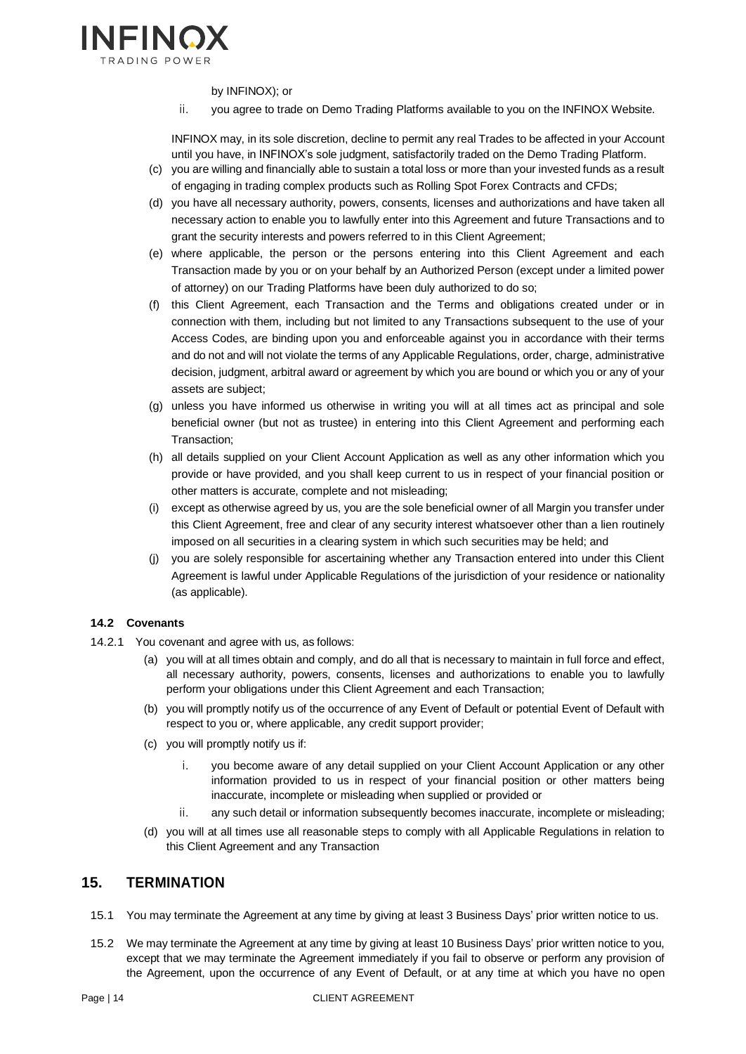by INFINOX); or

ii. you agree to trade on Demo Trading Platforms available to you on the INFINOX Website.

INFINOX may, in its sole discretion, decline to permit any real Trades to be affected in your Account until you have, in INFINOX's sole judgment, satisfactorily traded on the Demo Trading Platform.

(c) you are willing and financially able to sustain a total loss or more than your invested funds as a result of engaging in trading complex products such as Rolling Spot Forex Contracts and CFDs;

(d) you have all necessary authority, powers, consents, licenses and authorizations and have taken all necessary action to enable you to lawfully enter into this Agreement and future Transactions and to grant the security interests and powers referred to in this Client Agreement;

(e) where applicable, the person or the persons entering into this Client Agreement and each Transaction made by you or on your behalf by an Authorized Person (except under a limited power of attorney) on our Trading Platforms have been duly authorized to do so;

(f) this Client Agreement, each Transaction and the Terms and obligations created under or in connection with them, including but not limited to any Transactions subsequent to the use of your Access Codes, are binding upon you and enforceable against you in accordance with their terms and do not and will not violate the terms of any Applicable Regulations, order, charge, administrative decision, judgment, arbitral award or agreement by which you are bound or which you or any of your assets are subject;

(g) unless you have informed us otherwise in writing you will at all times act as principal and sole beneficial owner (but not as trustee) in entering into this Client Agreement and performing each Transaction;

(h) all details supplied on your Client Account Application as well as any other information which you provide or have provided, and you shall keep current to us in respect of your financial position or other matters is accurate, complete and not misleading;

(i) except as otherwise agreed by us, you are the sole beneficial owner of all Margin you transfer under this Client Agreement, free and clear of any security interest whatsoever other than a lien routinely imposed on all securities in a clearing system in which such securities may be held; and

(j) you are solely responsible for ascertaining whether any Transaction entered into under this Client Agreement is lawful under Applicable Regulations of the jurisdiction of your residence or nationality (as applicable).

### 14.2 Covenants

14.2.1 You covenant and agree with us, as follows:

(a) you will at all times obtain and comply, and do all that is necessary to maintain in full force and effect, all necessary authority, powers, consents, licenses and authorizations to enable you to lawfully perform your obligations under this Client Agreement and each Transaction;

(b) you will promptly notify us of the occurrence of any Event of Default or potential Event of Default with respect to you or, where applicable, any credit support provider;

(c) you will promptly notify us if:

i. you become aware of any detail supplied on your Client Account Application or any other information provided to us in respect of your financial position or other matters being inaccurate, incomplete or misleading when supplied or provided or

ii. any such detail or information subsequently becomes inaccurate, incomplete or misleading;

(d) you will at all times use all reasonable steps to comply with all Applicable Regulations in relation to this Client Agreement and any Transaction

## 15. TERMINATION

15.1 You may terminate the Agreement at any time by giving at least 3 Business Days' prior written notice to us.

15.2 We may terminate the Agreement at any time by giving at least 10 Business Days' prior written notice to you, except that we may terminate the Agreement immediately if you fail to observe or perform any provision of the Agreement, upon the occurrence of any Event of Default, or at any time at which you have no open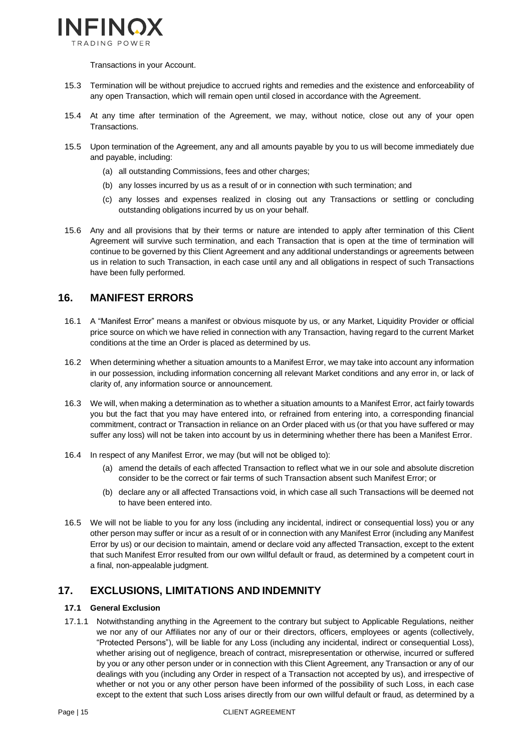Transactions in your Account.

15.3 Termination will be without prejudice to accrued rights and remedies and the existence and enforceability of any open Transaction, which will remain open until closed in accordance with the Agreement.

15.4 At any time after termination of the Agreement, we may, without notice, close out any of your open Transactions.

15.5 Upon termination of the Agreement, any and all amounts payable by you to us will become immediately due and payable, including:

(a) all outstanding Commissions, fees and other charges;

(b) any losses incurred by us as a result of or in connection with such termination; and

(c) any losses and expenses realized in closing out any Transactions or settling or concluding outstanding obligations incurred by us on your behalf.

15.6 Any and all provisions that by their terms or nature are intended to apply after termination of this Client Agreement will survive such termination, and each Transaction that is open at the time of termination will continue to be governed by this Client Agreement and any additional understandings or agreements between us in relation to such Transaction, in each case until any and all obligations in respect of such Transactions have been fully performed.

## 16. MANIFEST ERRORS

16.1 A "Manifest Error" means a manifest or obvious misquote by us, or any Market, Liquidity Provider or official price source on which we have relied in connection with any Transaction, having regard to the current Market conditions at the time an Order is placed as determined by us.

16.2 When determining whether a situation amounts to a Manifest Error, we may take into account any information in our possession, including information concerning all relevant Market conditions and any error in, or lack of clarity of, any information source or announcement.

16.3 We will, when making a determination as to whether a situation amounts to a Manifest Error, act fairly towards you but the fact that you may have entered into, or refrained from entering into, a corresponding financial commitment, contract or Transaction in reliance on an Order placed with us (or that you have suffered or may suffer any loss) will not be taken into account by us in determining whether there has been a Manifest Error.

16.4 In respect of any Manifest Error, we may (but will not be obliged to):

(a) amend the details of each affected Transaction to reflect what we in our sole and absolute discretion consider to be the correct or fair terms of such Transaction absent such Manifest Error; or

(b) declare any or all affected Transactions void, in which case all such Transactions will be deemed not to have been entered into.

16.5 We will not be liable to you for any loss (including any incidental, indirect or consequential loss) you or any other person may suffer or incur as a result of or in connection with any Manifest Error (including any Manifest Error by us) or our decision to maintain, amend or declare void any affected Transaction, except to the extent that such Manifest Error resulted from our own willful default or fraud, as determined by a competent court in a final, non-appealable judgment.

## 17. EXCLUSIONS, LIMITATIONS AND INDEMNITY

### 17.1 General Exclusion

17.1.1 Notwithstanding anything in the Agreement to the contrary but subject to Applicable Regulations, neither we nor any of our Affiliates nor any of our or their directors, officers, employees or agents (collectively, "Protected Persons"), will be liable for any Loss (including any incidental, indirect or consequential Loss), whether arising out of negligence, breach of contract, misrepresentation or otherwise, incurred or suffered by you or any other person under or in connection with this Client Agreement, any Transaction or any of our dealings with you (including any Order in respect of a Transaction not accepted by us), and irrespective of whether or not you or any other person have been informed of the possibility of such Loss, in each case except to the extent that such Loss arises directly from our own willful default or fraud, as determined by a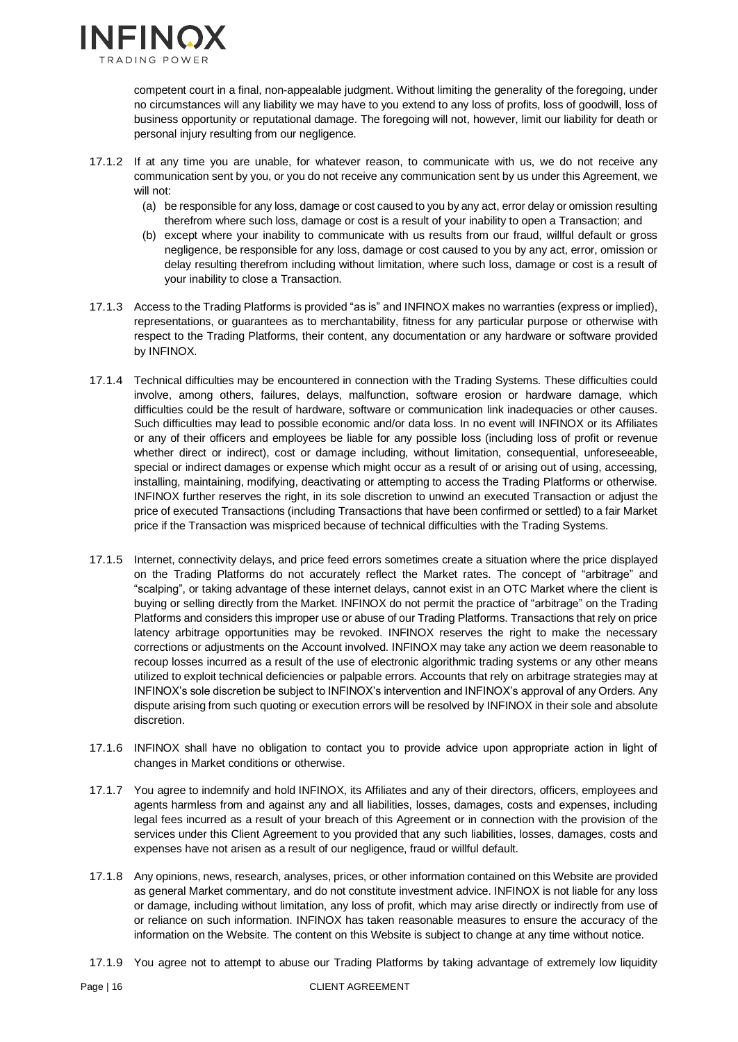competent court in a final, non-appealable judgment. Without limiting the generality of the foregoing, under no circumstances will any liability we may have to you extend to any loss of profits, loss of goodwill, loss of business opportunity or reputational damage. The foregoing will not, however, limit our liability for death or personal injury resulting from our negligence.

17.1.2 If at any time you are unable, for whatever reason, to communicate with us, we do not receive any communication sent by you, or you do not receive any communication sent by us under this Agreement, we will not:

(a) be responsible for any loss, damage or cost caused to you by any act, error delay or omission resulting therefrom where such loss, damage or cost is a result of your inability to open a Transaction; and

(b) except where your inability to communicate with us results from our fraud, willful default or gross negligence, be responsible for any loss, damage or cost caused to you by any act, error, omission or delay resulting therefrom including without limitation, where such loss, damage or cost is a result of your inability to close a Transaction.

17.1.3 Access to the Trading Platforms is provided "as is" and INFINOX makes no warranties (express or implied), representations, or guarantees as to merchantability, fitness for any particular purpose or otherwise with respect to the Trading Platforms, their content, any documentation or any hardware or software provided by INFINOX.

17.1.4 Technical difficulties may be encountered in connection with the Trading Systems. These difficulties could involve, among others, failures, delays, malfunction, software erosion or hardware damage, which difficulties could be the result of hardware, software or communication link inadequacies or other causes. Such difficulties may lead to possible economic and/or data loss. In no event will INFINOX or its Affiliates or any of their officers and employees be liable for any possible loss (including loss of profit or revenue whether direct or indirect), cost or damage including, without limitation, consequential, unforeseeable, special or indirect damages or expense which might occur as a result of or arising out of using, accessing, installing, maintaining, modifying, deactivating or attempting to access the Trading Platforms or otherwise. INFINOX further reserves the right, in its sole discretion to unwind an executed Transaction or adjust the price of executed Transactions (including Transactions that have been confirmed or settled) to a fair Market price if the Transaction was mispriced because of technical difficulties with the Trading Systems.

17.1.5 Internet, connectivity delays, and price feed errors sometimes create a situation where the price displayed on the Trading Platforms do not accurately reflect the Market rates. The concept of "arbitrage" and "scalping", or taking advantage of these internet delays, cannot exist in an OTC Market where the client is buying or selling directly from the Market. INFINOX do not permit the practice of "arbitrage" on the Trading Platforms and considers this improper use or abuse of our Trading Platforms. Transactions that rely on price latency arbitrage opportunities may be revoked. INFINOX reserves the right to make the necessary corrections or adjustments on the Account involved. INFINOX may take any action we deem reasonable to recoup losses incurred as a result of the use of electronic algorithmic trading systems or any other means utilized to exploit technical deficiencies or palpable errors. Accounts that rely on arbitrage strategies may at INFINOX's sole discretion be subject to INFINOX's intervention and INFINOX's approval of any Orders. Any dispute arising from such quoting or execution errors will be resolved by INFINOX in their sole and absolute discretion.

17.1.6 INFINOX shall have no obligation to contact you to provide advice upon appropriate action in light of changes in Market conditions or otherwise.

17.1.7 You agree to indemnify and hold INFINOX, its Affiliates and any of their directors, officers, employees and agents harmless from and against any and all liabilities, losses, damages, costs and expenses, including legal fees incurred as a result of your breach of this Agreement or in connection with the provision of the services under this Client Agreement to you provided that any such liabilities, losses, damages, costs and expenses have not arisen as a result of our negligence, fraud or willful default.

17.1.8 Any opinions, news, research, analyses, prices, or other information contained on this Website are provided as general Market commentary, and do not constitute investment advice. INFINOX is not liable for any loss or damage, including without limitation, any loss of profit, which may arise directly or indirectly from use of or reliance on such information. INFINOX has taken reasonable measures to ensure the accuracy of the information on the Website. The content on this Website is subject to change at any time without notice.

17.1.9 You agree not to attempt to abuse our Trading Platforms by taking advantage of extremely low liquidity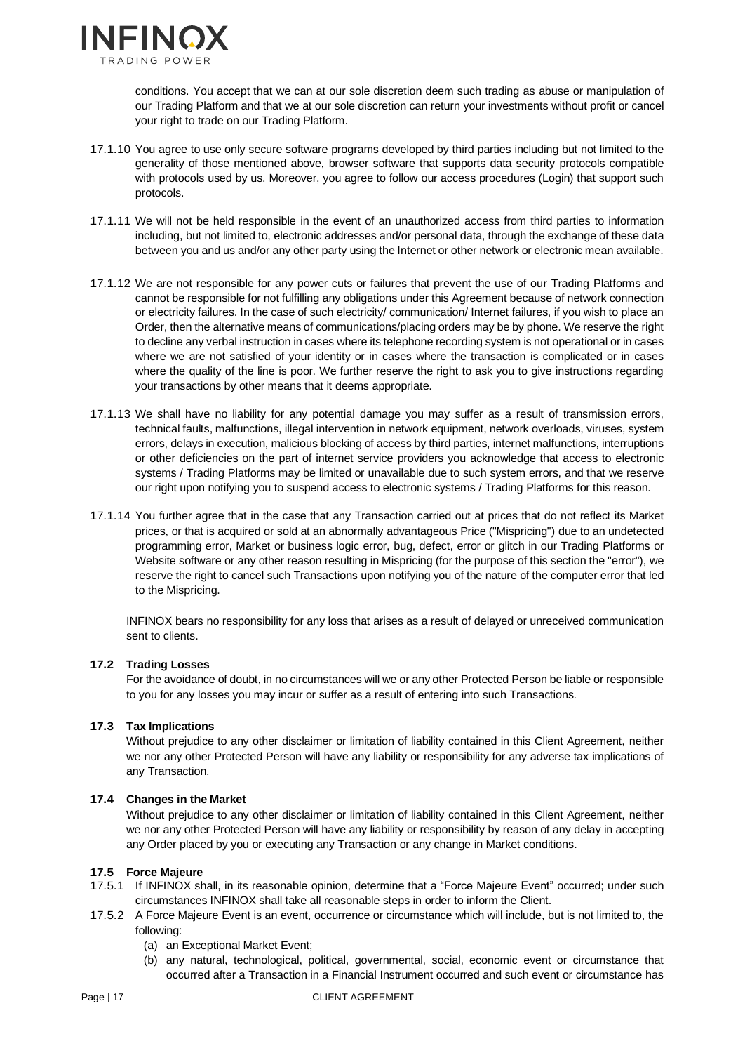conditions. You accept that we can at our sole discretion deem such trading as abuse or manipulation of our Trading Platform and that we at our sole discretion can return your investments without profit or cancel your right to trade on our Trading Platform.

17.1.10 You agree to use only secure software programs developed by third parties including but not limited to the generality of those mentioned above, browser software that supports data security protocols compatible with protocols used by us. Moreover, you agree to follow our access procedures (Login) that support such protocols.

17.1.11 We will not be held responsible in the event of an unauthorized access from third parties to information including, but not limited to, electronic addresses and/or personal data, through the exchange of these data between you and us and/or any other party using the Internet or other network or electronic mean available.

17.1.12 We are not responsible for any power cuts or failures that prevent the use of our Trading Platforms and cannot be responsible for not fulfilling any obligations under this Agreement because of network connection or electricity failures. In the case of such electricity/ communication/ Internet failures, if you wish to place an Order, then the alternative means of communications/placing orders may be by phone. We reserve the right to decline any verbal instruction in cases where its telephone recording system is not operational or in cases where we are not satisfied of your identity or in cases where the transaction is complicated or in cases where the quality of the line is poor. We further reserve the right to ask you to give instructions regarding your transactions by other means that it deems appropriate.

17.1.13 We shall have no liability for any potential damage you may suffer as a result of transmission errors, technical faults, malfunctions, illegal intervention in network equipment, network overloads, viruses, system errors, delays in execution, malicious blocking of access by third parties, internet malfunctions, interruptions or other deficiencies on the part of internet service providers you acknowledge that access to electronic systems / Trading Platforms may be limited or unavailable due to such system errors, and that we reserve our right upon notifying you to suspend access to electronic systems / Trading Platforms for this reason.

17.1.14 You further agree that in the case that any Transaction carried out at prices that do not reflect its Market prices, or that is acquired or sold at an abnormally advantageous Price ("Mispricing") due to an undetected programming error, Market or business logic error, bug, defect, error or glitch in our Trading Platforms or Website software or any other reason resulting in Mispricing (for the purpose of this section the "error"), we reserve the right to cancel such Transactions upon notifying you of the nature of the computer error that led to the Mispricing.

INFINOX bears no responsibility for any loss that arises as a result of delayed or unreceived communication sent to clients.

**17.2 Trading Losses**

For the avoidance of doubt, in no circumstances will we or any other Protected Person be liable or responsible to you for any losses you may incur or suffer as a result of entering into such Transactions.

**17.3 Tax Implications**

Without prejudice to any other disclaimer or limitation of liability contained in this Client Agreement, neither we nor any other Protected Person will have any liability or responsibility for any adverse tax implications of any Transaction.

**17.4 Changes in the Market**

Without prejudice to any other disclaimer or limitation of liability contained in this Client Agreement, neither we nor any other Protected Person will have any liability or responsibility by reason of any delay in accepting any Order placed by you or executing any Transaction or any change in Market conditions.

**17.5 Force Majeure**

17.5.1 If INFINOX shall, in its reasonable opinion, determine that a "Force Majeure Event" occurred; under such circumstances INFINOX shall take all reasonable steps in order to inform the Client.

17.5.2 A Force Majeure Event is an event, occurrence or circumstance which will include, but is not limited to, the following:

(a) an Exceptional Market Event;

(b) any natural, technological, political, governmental, social, economic event or circumstance that occurred after a Transaction in a Financial Instrument occurred and such event or circumstance has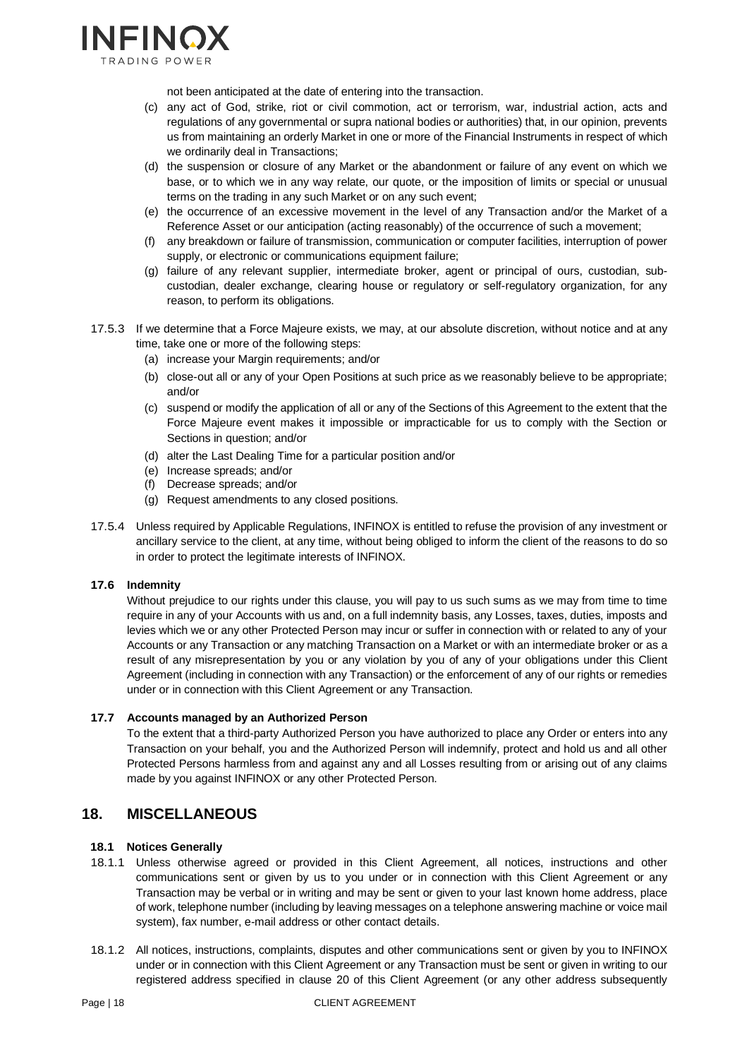not been anticipated at the date of entering into the transaction.

(c) any act of God, strike, riot or civil commotion, act or terrorism, war, industrial action, acts and regulations of any governmental or supra national bodies or authorities) that, in our opinion, prevents us from maintaining an orderly Market in one or more of the Financial Instruments in respect of which we ordinarily deal in Transactions;

(d) the suspension or closure of any Market or the abandonment or failure of any event on which we base, or to which we in any way relate, our quote, or the imposition of limits or special or unusual terms on the trading in any such Market or on any such event;

(e) the occurrence of an excessive movement in the level of any Transaction and/or the Market of a Reference Asset or our anticipation (acting reasonably) of the occurrence of such a movement;

(f) any breakdown or failure of transmission, communication or computer facilities, interruption of power supply, or electronic or communications equipment failure;

(g) failure of any relevant supplier, intermediate broker, agent or principal of ours, custodian, sub-custodian, dealer exchange, clearing house or regulatory or self-regulatory organization, for any reason, to perform its obligations.

17.5.3 If we determine that a Force Majeure exists, we may, at our absolute discretion, without notice and at any time, take one or more of the following steps:

(a) increase your Margin requirements; and/or

(b) close-out all or any of your Open Positions at such price as we reasonably believe to be appropriate; and/or

(c) suspend or modify the application of all or any of the Sections of this Agreement to the extent that the Force Majeure event makes it impossible or impracticable for us to comply with the Section or Sections in question; and/or

(d) alter the Last Dealing Time for a particular position and/or

(e) Increase spreads; and/or

(f) Decrease spreads; and/or

(g) Request amendments to any closed positions.

17.5.4 Unless required by Applicable Regulations, INFINOX is entitled to refuse the provision of any investment or ancillary service to the client, at any time, without being obliged to inform the client of the reasons to do so in order to protect the legitimate interests of INFINOX.

### 17.6 Indemnity

Without prejudice to our rights under this clause, you will pay to us such sums as we may from time to time require in any of your Accounts with us and, on a full indemnity basis, any Losses, taxes, duties, imposts and levies which we or any other Protected Person may incur or suffer in connection with or related to any of your Accounts or any Transaction or any matching Transaction on a Market or with an intermediate broker or as a result of any misrepresentation by you or any violation by you of any of your obligations under this Client Agreement (including in connection with any Transaction) or the enforcement of any of our rights or remedies under or in connection with this Client Agreement or any Transaction.

### 17.7 Accounts managed by an Authorized Person

To the extent that a third-party Authorized Person you have authorized to place any Order or enters into any Transaction on your behalf, you and the Authorized Person will indemnify, protect and hold us and all other Protected Persons harmless from and against any and all Losses resulting from or arising out of any claims made by you against INFINOX or any other Protected Person.

## 18. MISCELLANEOUS

### 18.1 Notices Generally

18.1.1 Unless otherwise agreed or provided in this Client Agreement, all notices, instructions and other communications sent or given by us to you under or in connection with this Client Agreement or any Transaction may be verbal or in writing and may be sent or given to your last known home address, place of work, telephone number (including by leaving messages on a telephone answering machine or voice mail system), fax number, e-mail address or other contact details.

18.1.2 All notices, instructions, complaints, disputes and other communications sent or given by you to INFINOX under or in connection with this Client Agreement or any Transaction must be sent or given in writing to our registered address specified in clause 20 of this Client Agreement (or any other address subsequently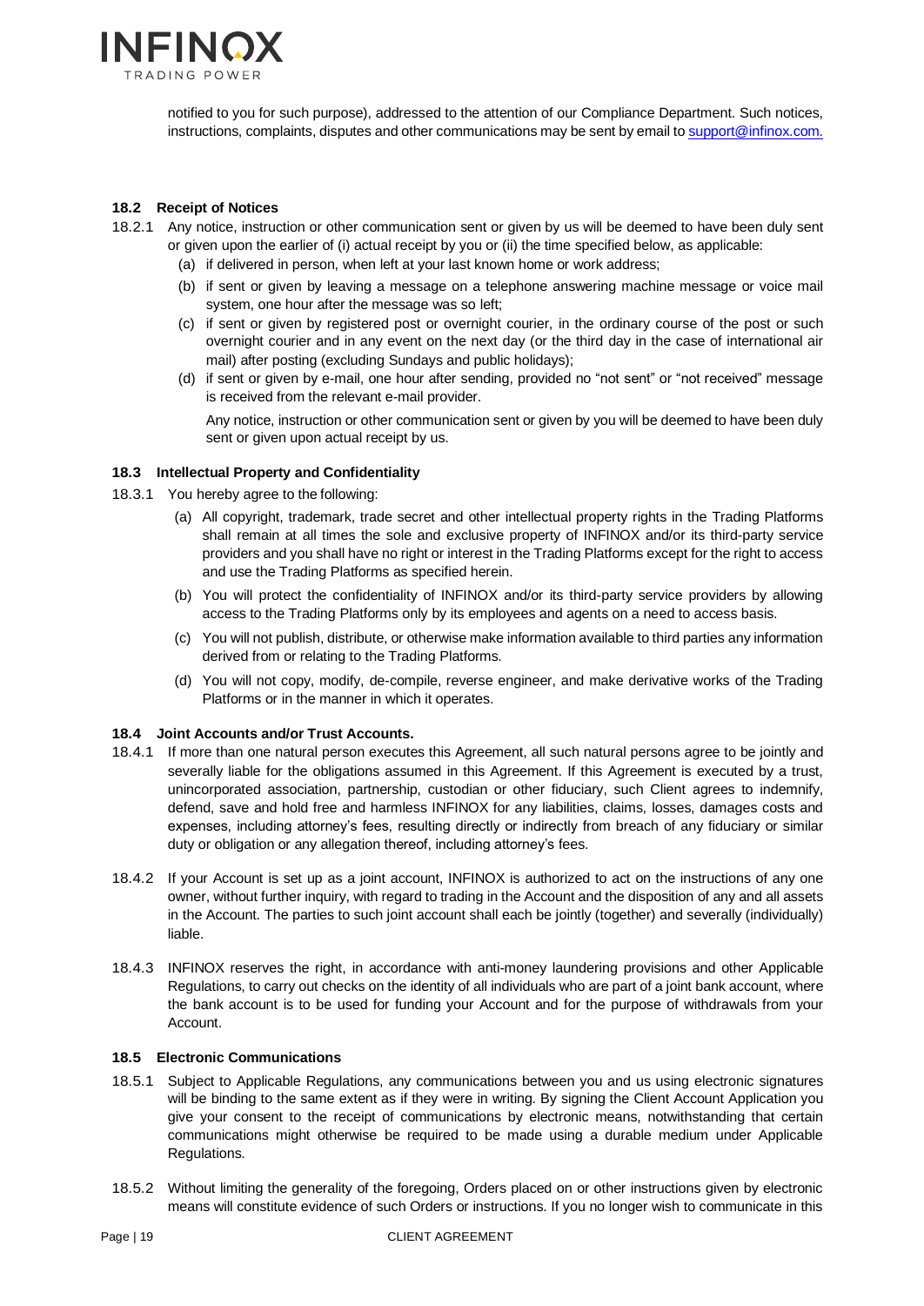notified to you for such purpose), addressed to the attention of our Compliance Department. Such notices, instructions, complaints, disputes and other communications may be sent by email to support@infinox.com.

### 18.2 Receipt of Notices

18.2.1 Any notice, instruction or other communication sent or given by us will be deemed to have been duly sent or given upon the earlier of (i) actual receipt by you or (ii) the time specified below, as applicable:

(a) if delivered in person, when left at your last known home or work address;

(b) if sent or given by leaving a message on a telephone answering machine message or voice mail system, one hour after the message was so left;

(c) if sent or given by registered post or overnight courier, in the ordinary course of the post or such overnight courier and in any event on the next day (or the third day in the case of international air mail) after posting (excluding Sundays and public holidays);

(d) if sent or given by e-mail, one hour after sending, provided no "not sent" or "not received" message is received from the relevant e-mail provider.

Any notice, instruction or other communication sent or given by you will be deemed to have been duly sent or given upon actual receipt by us.

### 18.3 Intellectual Property and Confidentiality

18.3.1 You hereby agree to the following:

(a) All copyright, trademark, trade secret and other intellectual property rights in the Trading Platforms shall remain at all times the sole and exclusive property of INFINOX and/or its third-party service providers and you shall have no right or interest in the Trading Platforms except for the right to access and use the Trading Platforms as specified herein.

(b) You will protect the confidentiality of INFINOX and/or its third-party service providers by allowing access to the Trading Platforms only by its employees and agents on a need to access basis.

(c) You will not publish, distribute, or otherwise make information available to third parties any information derived from or relating to the Trading Platforms.

(d) You will not copy, modify, de-compile, reverse engineer, and make derivative works of the Trading Platforms or in the manner in which it operates.

### 18.4 Joint Accounts and/or Trust Accounts.

18.4.1 If more than one natural person executes this Agreement, all such natural persons agree to be jointly and severally liable for the obligations assumed in this Agreement. If this Agreement is executed by a trust, unincorporated association, partnership, custodian or other fiduciary, such Client agrees to indemnify, defend, save and hold free and harmless INFINOX for any liabilities, claims, losses, damages costs and expenses, including attorney's fees, resulting directly or indirectly from breach of any fiduciary or similar duty or obligation or any allegation thereof, including attorney's fees.

18.4.2 If your Account is set up as a joint account, INFINOX is authorized to act on the instructions of any one owner, without further inquiry, with regard to trading in the Account and the disposition of any and all assets in the Account. The parties to such joint account shall each be jointly (together) and severally (individually) liable.

18.4.3 INFINOX reserves the right, in accordance with anti-money laundering provisions and other Applicable Regulations, to carry out checks on the identity of all individuals who are part of a joint bank account, where the bank account is to be used for funding your Account and for the purpose of withdrawals from your Account.

### 18.5 Electronic Communications

18.5.1 Subject to Applicable Regulations, any communications between you and us using electronic signatures will be binding to the same extent as if they were in writing. By signing the Client Account Application you give your consent to the receipt of communications by electronic means, notwithstanding that certain communications might otherwise be required to be made using a durable medium under Applicable Regulations.

18.5.2 Without limiting the generality of the foregoing, Orders placed on or other instructions given by electronic means will constitute evidence of such Orders or instructions. If you no longer wish to communicate in this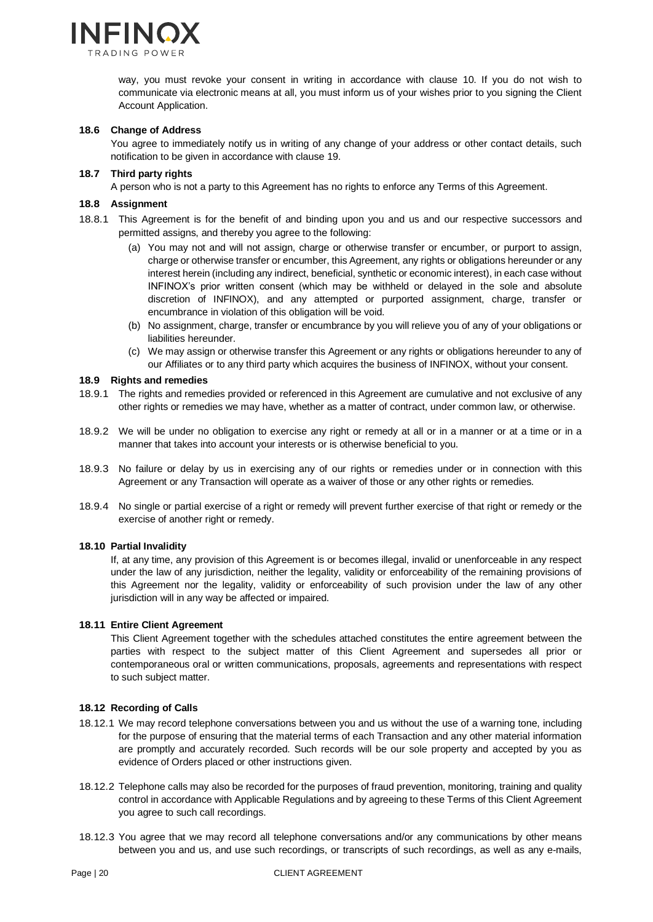way, you must revoke your consent in writing in accordance with clause 10. If you do not wish to communicate via electronic means at all, you must inform us of your wishes prior to you signing the Client Account Application.

**18.6 Change of Address**

You agree to immediately notify us in writing of any change of your address or other contact details, such notification to be given in accordance with clause 19.

**18.7 Third party rights**

A person who is not a party to this Agreement has no rights to enforce any Terms of this Agreement.

**18.8 Assignment**

18.8.1 This Agreement is for the benefit of and binding upon you and us and our respective successors and permitted assigns, and thereby you agree to the following:

(a) You may not and will not assign, charge or otherwise transfer or encumber, or purport to assign, charge or otherwise transfer or encumber, this Agreement, any rights or obligations hereunder or any interest herein (including any indirect, beneficial, synthetic or economic interest), in each case without INFINOX's prior written consent (which may be withheld or delayed in the sole and absolute discretion of INFINOX), and any attempted or purported assignment, charge, transfer or encumbrance in violation of this obligation will be void.

(b) No assignment, charge, transfer or encumbrance by you will relieve you of any of your obligations or liabilities hereunder.

(c) We may assign or otherwise transfer this Agreement or any rights or obligations hereunder to any of our Affiliates or to any third party which acquires the business of INFINOX, without your consent.

**18.9 Rights and remedies**

18.9.1 The rights and remedies provided or referenced in this Agreement are cumulative and not exclusive of any other rights or remedies we may have, whether as a matter of contract, under common law, or otherwise.

18.9.2 We will be under no obligation to exercise any right or remedy at all or in a manner or at a time or in a manner that takes into account your interests or is otherwise beneficial to you.

18.9.3 No failure or delay by us in exercising any of our rights or remedies under or in connection with this Agreement or any Transaction will operate as a waiver of those or any other rights or remedies.

18.9.4 No single or partial exercise of a right or remedy will prevent further exercise of that right or remedy or the exercise of another right or remedy.

**18.10 Partial Invalidity**

If, at any time, any provision of this Agreement is or becomes illegal, invalid or unenforceable in any respect under the law of any jurisdiction, neither the legality, validity or enforceability of the remaining provisions of this Agreement nor the legality, validity or enforceability of such provision under the law of any other jurisdiction will in any way be affected or impaired.

**18.11 Entire Client Agreement**

This Client Agreement together with the schedules attached constitutes the entire agreement between the parties with respect to the subject matter of this Client Agreement and supersedes all prior or contemporaneous oral or written communications, proposals, agreements and representations with respect to such subject matter.

**18.12 Recording of Calls**

18.12.1 We may record telephone conversations between you and us without the use of a warning tone, including for the purpose of ensuring that the material terms of each Transaction and any other material information are promptly and accurately recorded. Such records will be our sole property and accepted by you as evidence of Orders placed or other instructions given.

18.12.2 Telephone calls may also be recorded for the purposes of fraud prevention, monitoring, training and quality control in accordance with Applicable Regulations and by agreeing to these Terms of this Client Agreement you agree to such call recordings.

18.12.3 You agree that we may record all telephone conversations and/or any communications by other means between you and us, and use such recordings, or transcripts of such recordings, as well as any e-mails,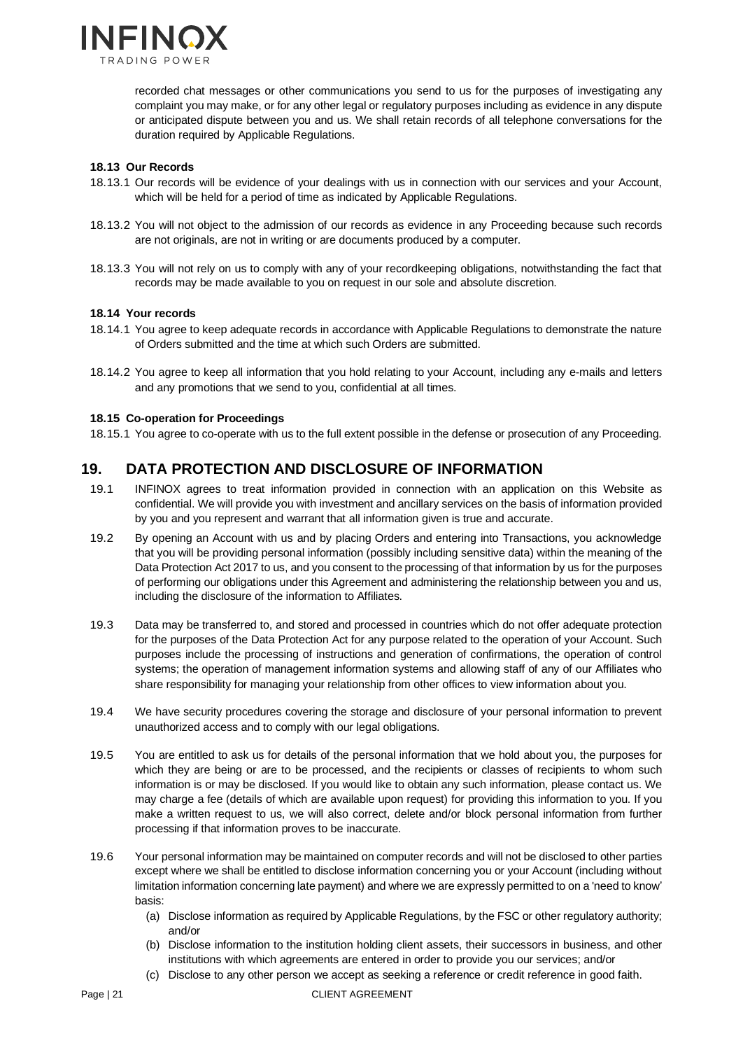recorded chat messages or other communications you send to us for the purposes of investigating any complaint you may make, or for any other legal or regulatory purposes including as evidence in any dispute or anticipated dispute between you and us. We shall retain records of all telephone conversations for the duration required by Applicable Regulations.

**18.13 Our Records**

18.13.1 Our records will be evidence of your dealings with us in connection with our services and your Account, which will be held for a period of time as indicated by Applicable Regulations.

18.13.2 You will not object to the admission of our records as evidence in any Proceeding because such records are not originals, are not in writing or are documents produced by a computer.

18.13.3 You will not rely on us to comply with any of your recordkeeping obligations, notwithstanding the fact that records may be made available to you on request in our sole and absolute discretion.

**18.14 Your records**

18.14.1 You agree to keep adequate records in accordance with Applicable Regulations to demonstrate the nature of Orders submitted and the time at which such Orders are submitted.

18.14.2 You agree to keep all information that you hold relating to your Account, including any e-mails and letters and any promotions that we send to you, confidential at all times.

**18.15 Co-operation for Proceedings**

18.15.1 You agree to co-operate with us to the full extent possible in the defense or prosecution of any Proceeding.

## 19. DATA PROTECTION AND DISCLOSURE OF INFORMATION

19.1 INFINOX agrees to treat information provided in connection with an application on this Website as confidential. We will provide you with investment and ancillary services on the basis of information provided by you and you represent and warrant that all information given is true and accurate.

19.2 By opening an Account with us and by placing Orders and entering into Transactions, you acknowledge that you will be providing personal information (possibly including sensitive data) within the meaning of the Data Protection Act 2017 to us, and you consent to the processing of that information by us for the purposes of performing our obligations under this Agreement and administering the relationship between you and us, including the disclosure of the information to Affiliates.

19.3 Data may be transferred to, and stored and processed in countries which do not offer adequate protection for the purposes of the Data Protection Act for any purpose related to the operation of your Account. Such purposes include the processing of instructions and generation of confirmations, the operation of control systems; the operation of management information systems and allowing staff of any of our Affiliates who share responsibility for managing your relationship from other offices to view information about you.

19.4 We have security procedures covering the storage and disclosure of your personal information to prevent unauthorized access and to comply with our legal obligations.

19.5 You are entitled to ask us for details of the personal information that we hold about you, the purposes for which they are being or are to be processed, and the recipients or classes of recipients to whom such information is or may be disclosed. If you would like to obtain any such information, please contact us. We may charge a fee (details of which are available upon request) for providing this information to you. If you make a written request to us, we will also correct, delete and/or block personal information from further processing if that information proves to be inaccurate.

19.6 Your personal information may be maintained on computer records and will not be disclosed to other parties except where we shall be entitled to disclose information concerning you or your Account (including without limitation information concerning late payment) and where we are expressly permitted to on a 'need to know' basis:

(a) Disclose information as required by Applicable Regulations, by the FSC or other regulatory authority; and/or

(b) Disclose information to the institution holding client assets, their successors in business, and other institutions with which agreements are entered in order to provide you our services; and/or

(c) Disclose to any other person we accept as seeking a reference or credit reference in good faith.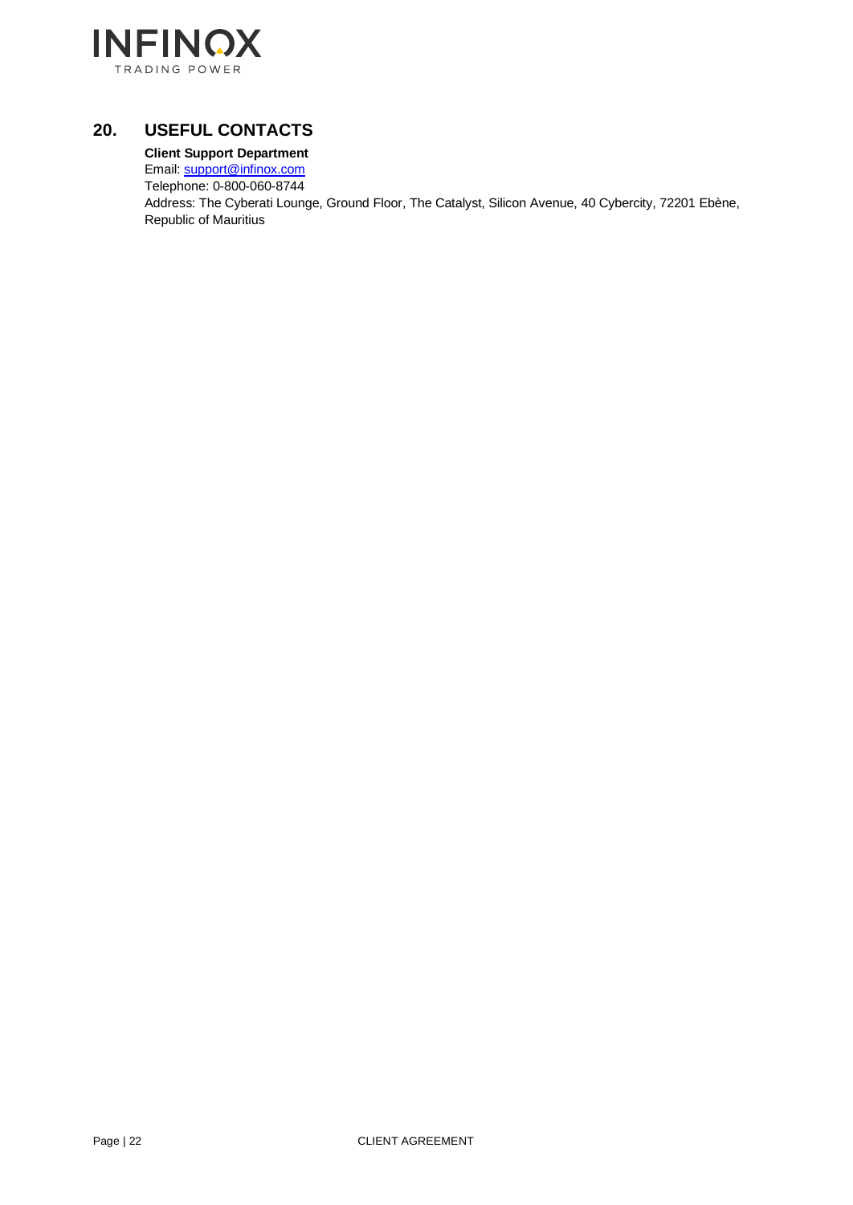## 20. USEFUL CONTACTS

**Client Support Department**

Email: support@infinox.com

Telephone: 0-800-060-8744

Address: The Cyberati Lounge, Ground Floor, The Catalyst, Silicon Avenue, 40 Cybercity, 72201 Ebène, Republic of Mauritius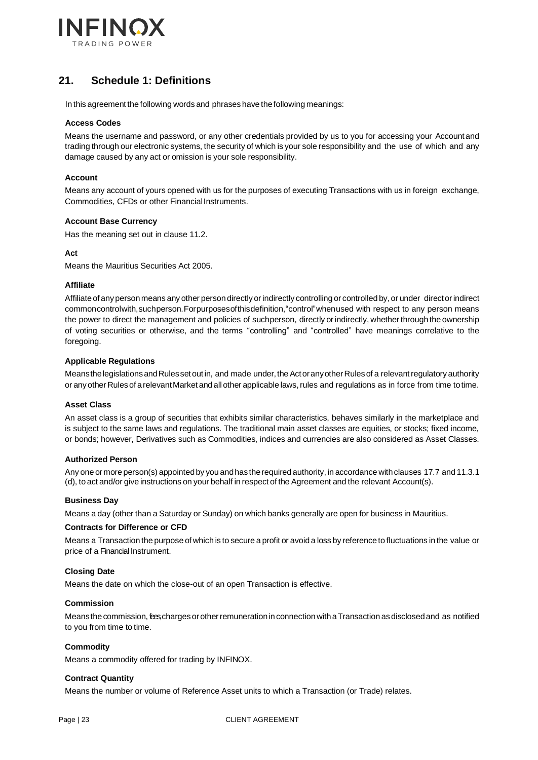## 21. Schedule 1: Definitions

In this agreement the following words and phrases have the following meanings:

**Access Codes**

Means the username and password, or any other credentials provided by us to you for accessing your Account and trading through our electronic systems, the security of which is your sole responsibility and the use of which and any damage caused by any act or omission is your sole responsibility.

**Account**

Means any account of yours opened with us for the purposes of executing Transactions with us in foreign exchange, Commodities, CFDs or other Financial Instruments.

**Account Base Currency**

Has the meaning set out in clause 11.2.

**Act**

Means the Mauritius Securities Act 2005.

**Affiliate**

Affiliate of any person means any other person directly or indirectly controlling or controlled by, or under direct or indirect common control with, such person. For purposes of this definition, "control" when used with respect to any person means the power to direct the management and policies of such person, directly or indirectly, whether through the ownership of voting securities or otherwise, and the terms "controlling" and "controlled" have meanings correlative to the foregoing.

**Applicable Regulations**

Means the legislations and Rules set out in, and made under, the Act or any other Rules of a relevant regulatory authority or any other Rules of a relevant Market and all other applicable laws, rules and regulations as in force from time to time.

**Asset Class**

An asset class is a group of securities that exhibits similar characteristics, behaves similarly in the marketplace and is subject to the same laws and regulations. The traditional main asset classes are equities, or stocks; fixed income, or bonds; however, Derivatives such as Commodities, indices and currencies are also considered as Asset Classes.

**Authorized Person**

Any one or more person(s) appointed by you and has the required authority, in accordance with clauses 17.7 and 11.3.1 (d), to act and/or give instructions on your behalf in respect of the Agreement and the relevant Account(s).

**Business Day**

Means a day (other than a Saturday or Sunday) on which banks generally are open for business in Mauritius.

**Contracts for Difference or CFD**

Means a Transaction the purpose of which is to secure a profit or avoid a loss by reference to fluctuations in the value or price of a Financial Instrument.

**Closing Date**

Means the date on which the close-out of an open Transaction is effective.

**Commission**

Means the commission, fees, charges or other remuneration in connection with a Transaction as disclosed and as notified to you from time to time.

**Commodity**

Means a commodity offered for trading by INFINOX.

**Contract Quantity**

Means the number or volume of Reference Asset units to which a Transaction (or Trade) relates.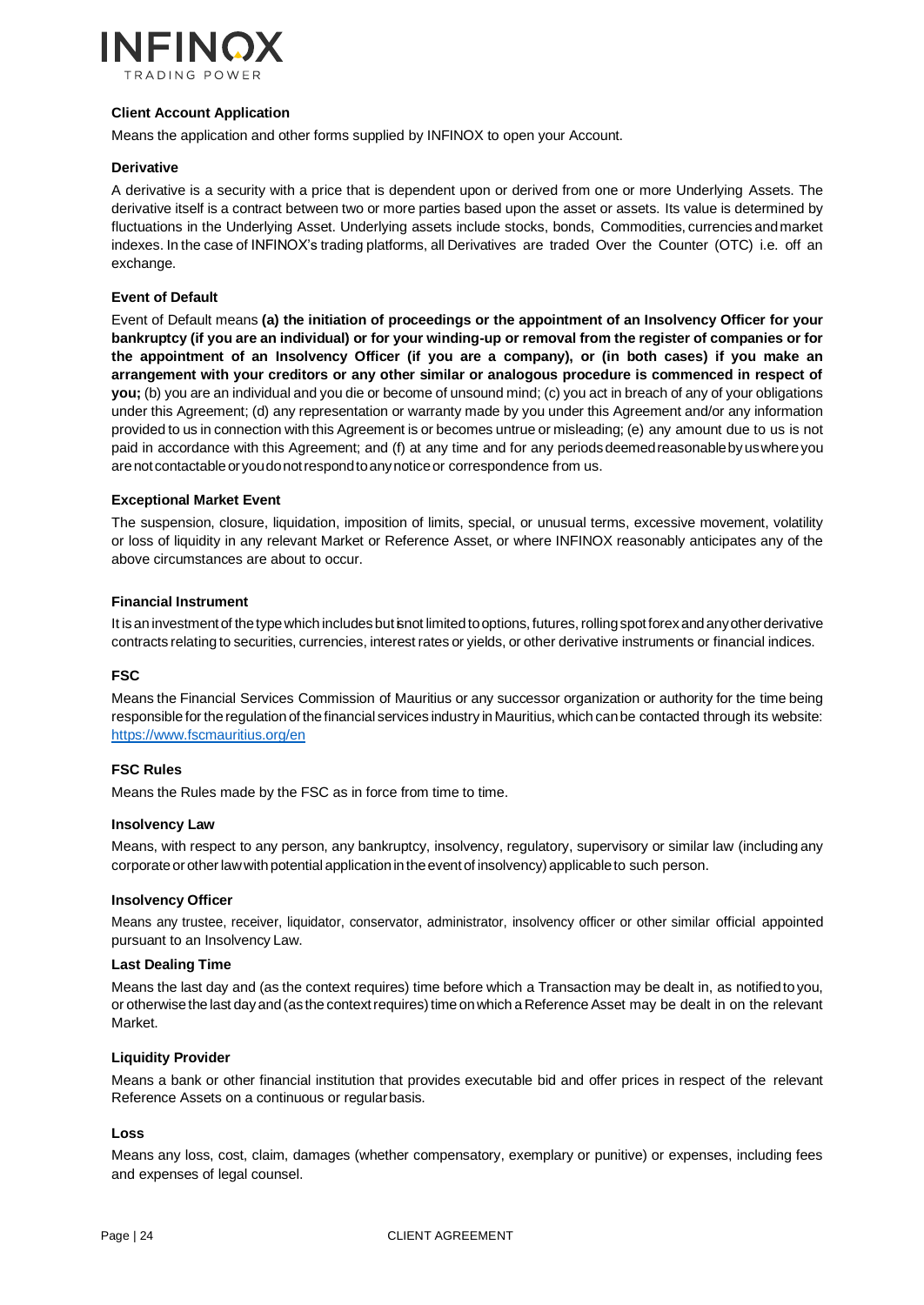**Client Account Application**

Means the application and other forms supplied by INFINOX to open your Account.

**Derivative**

A derivative is a security with a price that is dependent upon or derived from one or more Underlying Assets. The derivative itself is a contract between two or more parties based upon the asset or assets. Its value is determined by fluctuations in the Underlying Asset. Underlying assets include stocks, bonds, Commodities, currencies and market indexes. In the case of INFINOX's trading platforms, all Derivatives are traded Over the Counter (OTC) i.e. off an exchange.

**Event of Default**

Event of Default means **(a) the initiation of proceedings or the appointment of an Insolvency Officer for your bankruptcy (if you are an individual) or for your winding-up or removal from the register of companies or for the appointment of an Insolvency Officer (if you are a company), or (in both cases) if you make an arrangement with your creditors or any other similar or analogous procedure is commenced in respect of you;** (b) you are an individual and you die or become of unsound mind; (c) you act in breach of any of your obligations under this Agreement; (d) any representation or warranty made by you under this Agreement and/or any information provided to us in connection with this Agreement is or becomes untrue or misleading; (e) any amount due to us is not paid in accordance with this Agreement; and (f) at any time and for any periods deemed reasonable by us where you are not contactable or you do not respond to any notice or correspondence from us.

**Exceptional Market Event**

The suspension, closure, liquidation, imposition of limits, special, or unusual terms, excessive movement, volatility or loss of liquidity in any relevant Market or Reference Asset, or where INFINOX reasonably anticipates any of the above circumstances are about to occur.

**Financial Instrument**

It is an investment of the type which includes but is not limited to options, futures, rolling spot forex and any other derivative contracts relating to securities, currencies, interest rates or yields, or other derivative instruments or financial indices.

**FSC**

Means the Financial Services Commission of Mauritius or any successor organization or authority for the time being responsible for the regulation of the financial services industry in Mauritius, which can be contacted through its website: https://www.fscmauritius.org/en

**FSC Rules**

Means the Rules made by the FSC as in force from time to time.

**Insolvency Law**

Means, with respect to any person, any bankruptcy, insolvency, regulatory, supervisory or similar law (including any corporate or other law with potential application in the event of insolvency) applicable to such person.

**Insolvency Officer**

Means any trustee, receiver, liquidator, conservator, administrator, insolvency officer or other similar official appointed pursuant to an Insolvency Law.

**Last Dealing Time**

Means the last day and (as the context requires) time before which a Transaction may be dealt in, as notified to you, or otherwise the last day and (as the context requires) time on which a Reference Asset may be dealt in on the relevant Market.

**Liquidity Provider**

Means a bank or other financial institution that provides executable bid and offer prices in respect of the relevant Reference Assets on a continuous or regular basis.

**Loss**

Means any loss, cost, claim, damages (whether compensatory, exemplary or punitive) or expenses, including fees and expenses of legal counsel.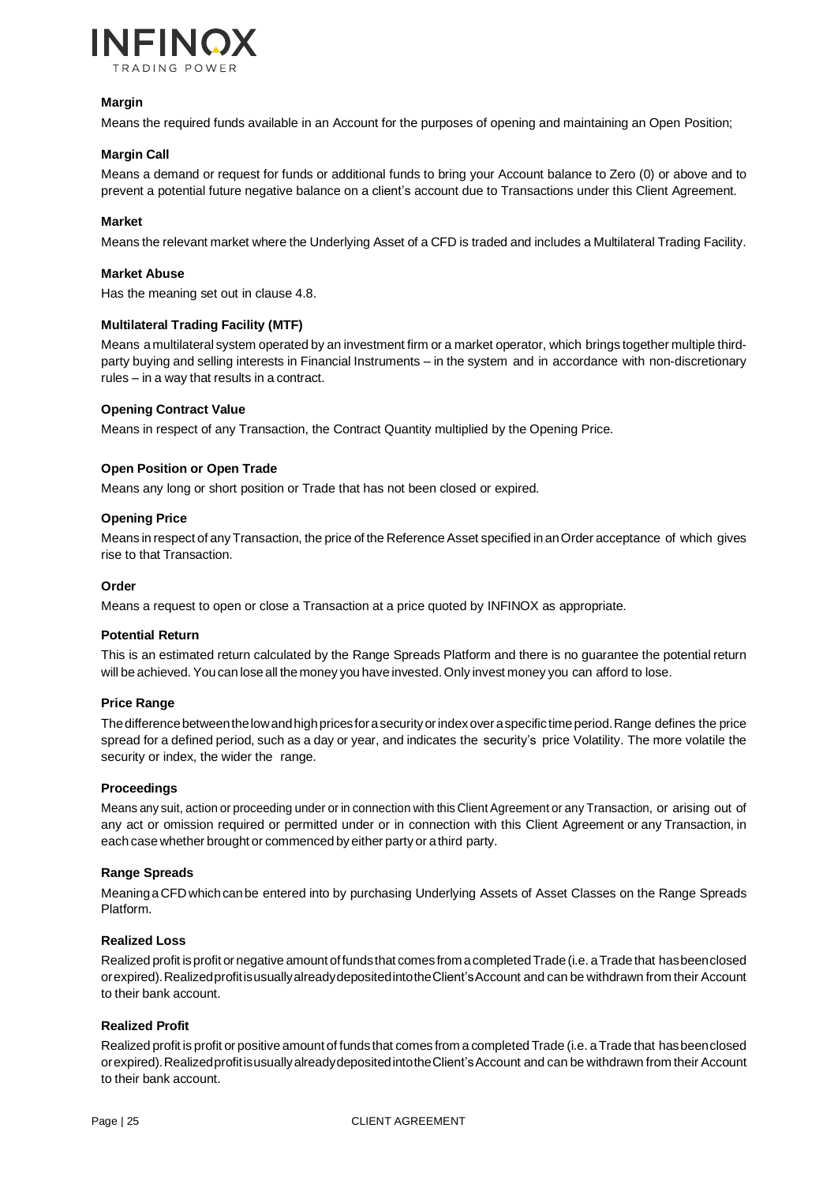**Margin**

Means the required funds available in an Account for the purposes of opening and maintaining an Open Position;

**Margin Call**

Means a demand or request for funds or additional funds to bring your Account balance to Zero (0) or above and to prevent a potential future negative balance on a client's account due to Transactions under this Client Agreement.

**Market**

Means the relevant market where the Underlying Asset of a CFD is traded and includes a Multilateral Trading Facility.

**Market Abuse**

Has the meaning set out in clause 4.8.

**Multilateral Trading Facility (MTF)**

Means a multilateral system operated by an investment firm or a market operator, which brings together multiple third-party buying and selling interests in Financial Instruments – in the system and in accordance with non-discretionary rules – in a way that results in a contract.

**Opening Contract Value**

Means in respect of any Transaction, the Contract Quantity multiplied by the Opening Price.

**Open Position or Open Trade**

Means any long or short position or Trade that has not been closed or expired.

**Opening Price**

Means in respect of any Transaction, the price of the Reference Asset specified in an Order acceptance of which gives rise to that Transaction.

**Order**

Means a request to open or close a Transaction at a price quoted by INFINOX as appropriate.

**Potential Return**

This is an estimated return calculated by the Range Spreads Platform and there is no guarantee the potential return will be achieved. You can lose all the money you have invested. Only invest money you can afford to lose.

**Price Range**

The difference between the low and high prices for a security or index over a specific time period. Range defines the price spread for a defined period, such as a day or year, and indicates the security's price Volatility. The more volatile the security or index, the wider the range.

**Proceedings**

Means any suit, action or proceeding under or in connection with this Client Agreement or any Transaction, or arising out of any act or omission required or permitted under or in connection with this Client Agreement or any Transaction, in each case whether brought or commenced by either party or a third party.

**Range Spreads**

Meaning a CFD which can be entered into by purchasing Underlying Assets of Asset Classes on the Range Spreads Platform.

**Realized Loss**

Realized profit is profit or negative amount of funds that comes from a completed Trade (i.e. a Trade that has been closed or expired). Realized profit is usually already deposited into the Client's Account and can be withdrawn from their Account to their bank account.

**Realized Profit**

Realized profit is profit or positive amount of funds that comes from a completed Trade (i.e. a Trade that has been closed or expired). Realized profit is usually already deposited into the Client's Account and can be withdrawn from their Account to their bank account.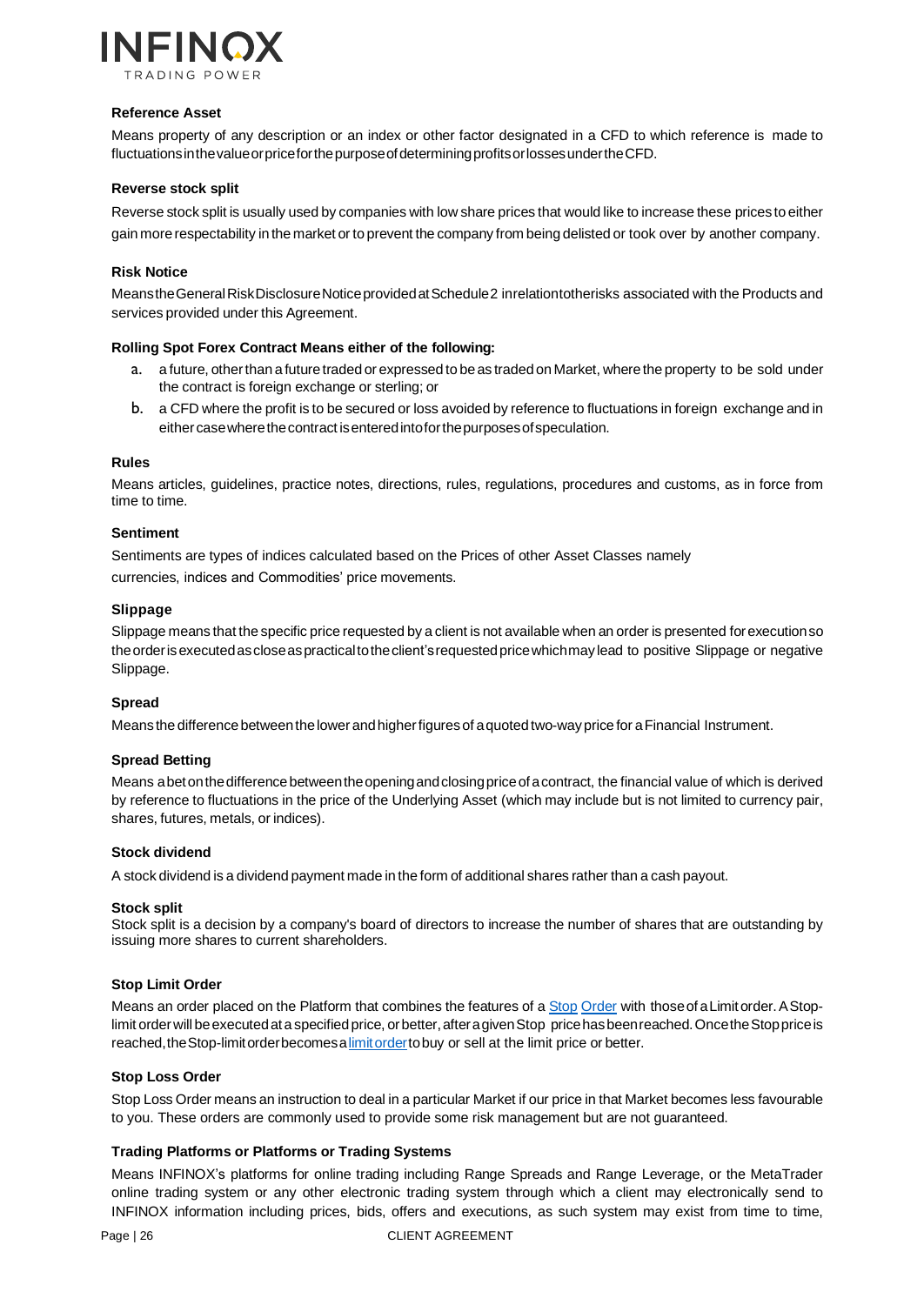### Reference Asset

Means property of any description or an index or other factor designated in a CFD to which reference is made to fluctuations in the value or price for the purpose of determining profits or losses under the CFD.

### Reverse stock split

Reverse stock split is usually used by companies with low share prices that would like to increase these prices to either gain more respectability in the market or to prevent the company from being delisted or took over by another company.

### Risk Notice

Means the General Risk Disclosure Notice provided at Schedule 2 in relation to the risks associated with the Products and services provided under this Agreement.

### Rolling Spot Forex Contract Means either of the following:

a. a future, other than a future traded or expressed to be as traded on Market, where the property to be sold under the contract is foreign exchange or sterling; or
b. a CFD where the profit is to be secured or loss avoided by reference to fluctuations in foreign exchange and in either case where the contract is entered into for the purposes of speculation.

### Rules

Means articles, guidelines, practice notes, directions, rules, regulations, procedures and customs, as in force from time to time.

### Sentiment

Sentiments are types of indices calculated based on the Prices of other Asset Classes namely currencies, indices and Commodities' price movements.

### Slippage

Slippage means that the specific price requested by a client is not available when an order is presented for execution so the order is executed as close as practical to the client's requested price which may lead to positive Slippage or negative Slippage.

### Spread

Means the difference between the lower and higher figures of a quoted two-way price for a Financial Instrument.

### Spread Betting

Means a bet on the difference between the opening and closing price of a contract, the financial value of which is derived by reference to fluctuations in the price of the Underlying Asset (which may include but is not limited to currency pair, shares, futures, metals, or indices).

### Stock dividend

A stock dividend is a dividend payment made in the form of additional shares rather than a cash payout.

### Stock split

Stock split is a decision by a company's board of directors to increase the number of shares that are outstanding by issuing more shares to current shareholders.

### Stop Limit Order

Means an order placed on the Platform that combines the features of a Stop Order with those of a Limit order. A Stop-limit order will be executed at a specified price, or better, after a given Stop price has been reached. Once the Stop price is reached, the Stop-limit order becomes a limit order to buy or sell at the limit price or better.

### Stop Loss Order

Stop Loss Order means an instruction to deal in a particular Market if our price in that Market becomes less favourable to you. These orders are commonly used to provide some risk management but are not guaranteed.

### Trading Platforms or Platforms or Trading Systems

Means INFINOX's platforms for online trading including Range Spreads and Range Leverage, or the MetaTrader online trading system or any other electronic trading system through which a client may electronically send to INFINOX information including prices, bids, offers and executions, as such system may exist from time to time,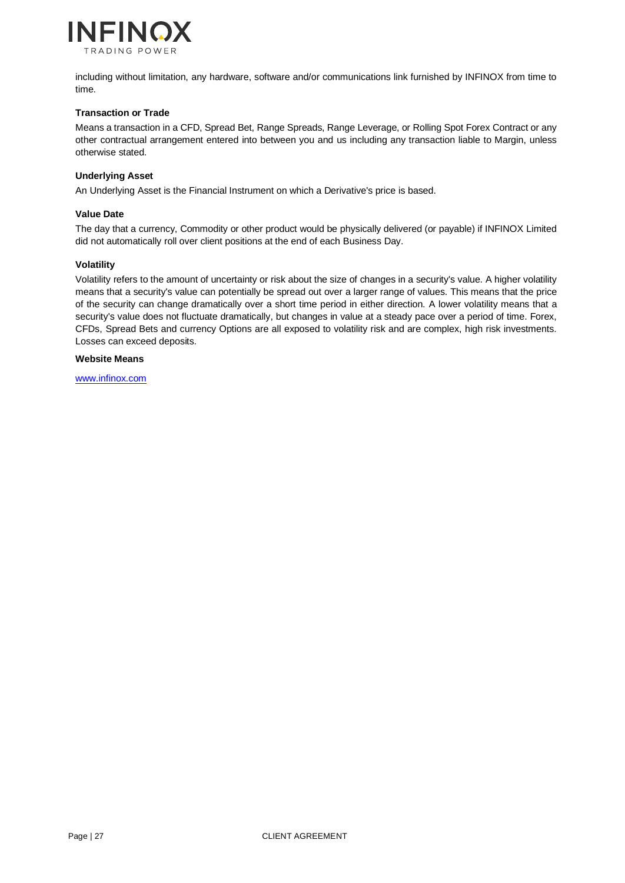including without limitation, any hardware, software and/or communications link furnished by INFINOX from time to time.

**Transaction or Trade**

Means a transaction in a CFD, Spread Bet, Range Spreads, Range Leverage, or Rolling Spot Forex Contract or any other contractual arrangement entered into between you and us including any transaction liable to Margin, unless otherwise stated.

**Underlying Asset**

An Underlying Asset is the Financial Instrument on which a Derivative's price is based.

**Value Date**

The day that a currency, Commodity or other product would be physically delivered (or payable) if INFINOX Limited did not automatically roll over client positions at the end of each Business Day.

**Volatility**

Volatility refers to the amount of uncertainty or risk about the size of changes in a security's value. A higher volatility means that a security's value can potentially be spread out over a larger range of values. This means that the price of the security can change dramatically over a short time period in either direction. A lower volatility means that a security's value does not fluctuate dramatically, but changes in value at a steady pace over a period of time. Forex, CFDs, Spread Bets and currency Options are all exposed to volatility risk and are complex, high risk investments. Losses can exceed deposits.

**Website Means**

www.infinox.com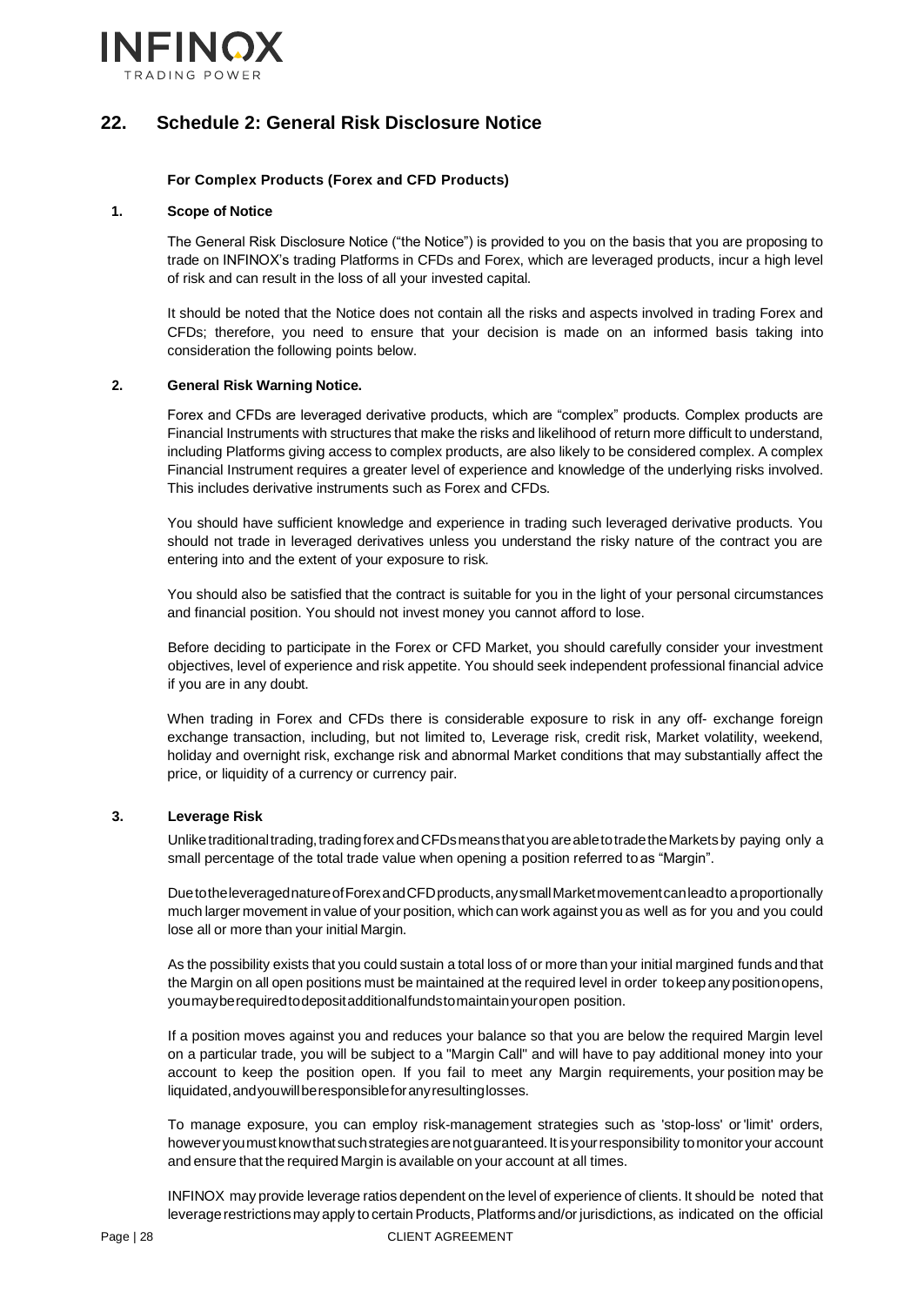## 22. Schedule 2: General Risk Disclosure Notice

**For Complex Products (Forex and CFD Products)**

### 1. Scope of Notice

The General Risk Disclosure Notice ("the Notice") is provided to you on the basis that you are proposing to trade on INFINOX's trading Platforms in CFDs and Forex, which are leveraged products, incur a high level of risk and can result in the loss of all your invested capital.

It should be noted that the Notice does not contain all the risks and aspects involved in trading Forex and CFDs; therefore, you need to ensure that your decision is made on an informed basis taking into consideration the following points below.

### 2. General Risk Warning Notice.

Forex and CFDs are leveraged derivative products, which are "complex" products. Complex products are Financial Instruments with structures that make the risks and likelihood of return more difficult to understand, including Platforms giving access to complex products, are also likely to be considered complex. A complex Financial Instrument requires a greater level of experience and knowledge of the underlying risks involved. This includes derivative instruments such as Forex and CFDs.

You should have sufficient knowledge and experience in trading such leveraged derivative products. You should not trade in leveraged derivatives unless you understand the risky nature of the contract you are entering into and the extent of your exposure to risk.

You should also be satisfied that the contract is suitable for you in the light of your personal circumstances and financial position. You should not invest money you cannot afford to lose.

Before deciding to participate in the Forex or CFD Market, you should carefully consider your investment objectives, level of experience and risk appetite. You should seek independent professional financial advice if you are in any doubt.

When trading in Forex and CFDs there is considerable exposure to risk in any off- exchange foreign exchange transaction, including, but not limited to, Leverage risk, credit risk, Market volatility, weekend, holiday and overnight risk, exchange risk and abnormal Market conditions that may substantially affect the price, or liquidity of a currency or currency pair.

### 3. Leverage Risk

Unlike traditional trading, trading forex and CFDs means that you are able to trade the Markets by paying only a small percentage of the total trade value when opening a position referred to as "Margin".

Due to the leveraged nature of Forex and CFD products, any small Market movement can lead to a proportionally much larger movement in value of your position, which can work against you as well as for you and you could lose all or more than your initial Margin.

As the possibility exists that you could sustain a total loss of or more than your initial margined funds and that the Margin on all open positions must be maintained at the required level in order to keep any position opens, you may be required to deposit additional funds to maintain your open position.

If a position moves against you and reduces your balance so that you are below the required Margin level on a particular trade, you will be subject to a "Margin Call" and will have to pay additional money into your account to keep the position open. If you fail to meet any Margin requirements, your position may be liquidated, and you will be responsible for any resulting losses.

To manage exposure, you can employ risk-management strategies such as 'stop-loss' or 'limit' orders, however you must know that such strategies are not guaranteed. It is your responsibility to monitor your account and ensure that the required Margin is available on your account at all times.

INFINOX may provide leverage ratios dependent on the level of experience of clients. It should be noted that leverage restrictions may apply to certain Products, Platforms and/or jurisdictions, as indicated on the official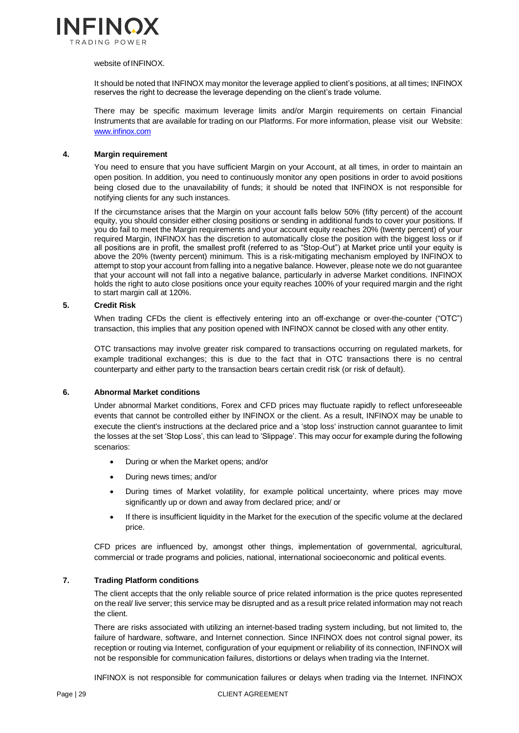website of INFINOX.

It should be noted that INFINOX may monitor the leverage applied to client's positions, at all times; INFINOX reserves the right to decrease the leverage depending on the client's trade volume.

There may be specific maximum leverage limits and/or Margin requirements on certain Financial Instruments that are available for trading on our Platforms. For more information, please visit our Website: www.infinox.com

### 4. Margin requirement

You need to ensure that you have sufficient Margin on your Account, at all times, in order to maintain an open position. In addition, you need to continuously monitor any open positions in order to avoid positions being closed due to the unavailability of funds; it should be noted that INFINOX is not responsible for notifying clients for any such instances.

If the circumstance arises that the Margin on your account falls below 50% (fifty percent) of the account equity, you should consider either closing positions or sending in additional funds to cover your positions. If you do fail to meet the Margin requirements and your account equity reaches 20% (twenty percent) of your required Margin, INFINOX has the discretion to automatically close the position with the biggest loss or if all positions are in profit, the smallest profit (referred to as "Stop-Out") at Market price until your equity is above the 20% (twenty percent) minimum. This is a risk-mitigating mechanism employed by INFINOX to attempt to stop your account from falling into a negative balance. However, please note we do not guarantee that your account will not fall into a negative balance, particularly in adverse Market conditions. INFINOX holds the right to auto close positions once your equity reaches 100% of your required margin and the right to start margin call at 120%.

### 5. Credit Risk

When trading CFDs the client is effectively entering into an off-exchange or over-the-counter ("OTC") transaction, this implies that any position opened with INFINOX cannot be closed with any other entity.

OTC transactions may involve greater risk compared to transactions occurring on regulated markets, for example traditional exchanges; this is due to the fact that in OTC transactions there is no central counterparty and either party to the transaction bears certain credit risk (or risk of default).

### 6. Abnormal Market conditions

Under abnormal Market conditions, Forex and CFD prices may fluctuate rapidly to reflect unforeseeable events that cannot be controlled either by INFINOX or the client. As a result, INFINOX may be unable to execute the client's instructions at the declared price and a 'stop loss' instruction cannot guarantee to limit the losses at the set 'Stop Loss', this can lead to 'Slippage'. This may occur for example during the following scenarios:

- During or when the Market opens; and/or
- During news times; and/or
- During times of Market volatility, for example political uncertainty, where prices may move significantly up or down and away from declared price; and/ or
- If there is insufficient liquidity in the Market for the execution of the specific volume at the declared price.

CFD prices are influenced by, amongst other things, implementation of governmental, agricultural, commercial or trade programs and policies, national, international socioeconomic and political events.

### 7. Trading Platform conditions

The client accepts that the only reliable source of price related information is the price quotes represented on the real/ live server; this service may be disrupted and as a result price related information may not reach the client.

There are risks associated with utilizing an internet-based trading system including, but not limited to, the failure of hardware, software, and Internet connection. Since INFINOX does not control signal power, its reception or routing via Internet, configuration of your equipment or reliability of its connection, INFINOX will not be responsible for communication failures, distortions or delays when trading via the Internet.

INFINOX is not responsible for communication failures or delays when trading via the Internet. INFINOX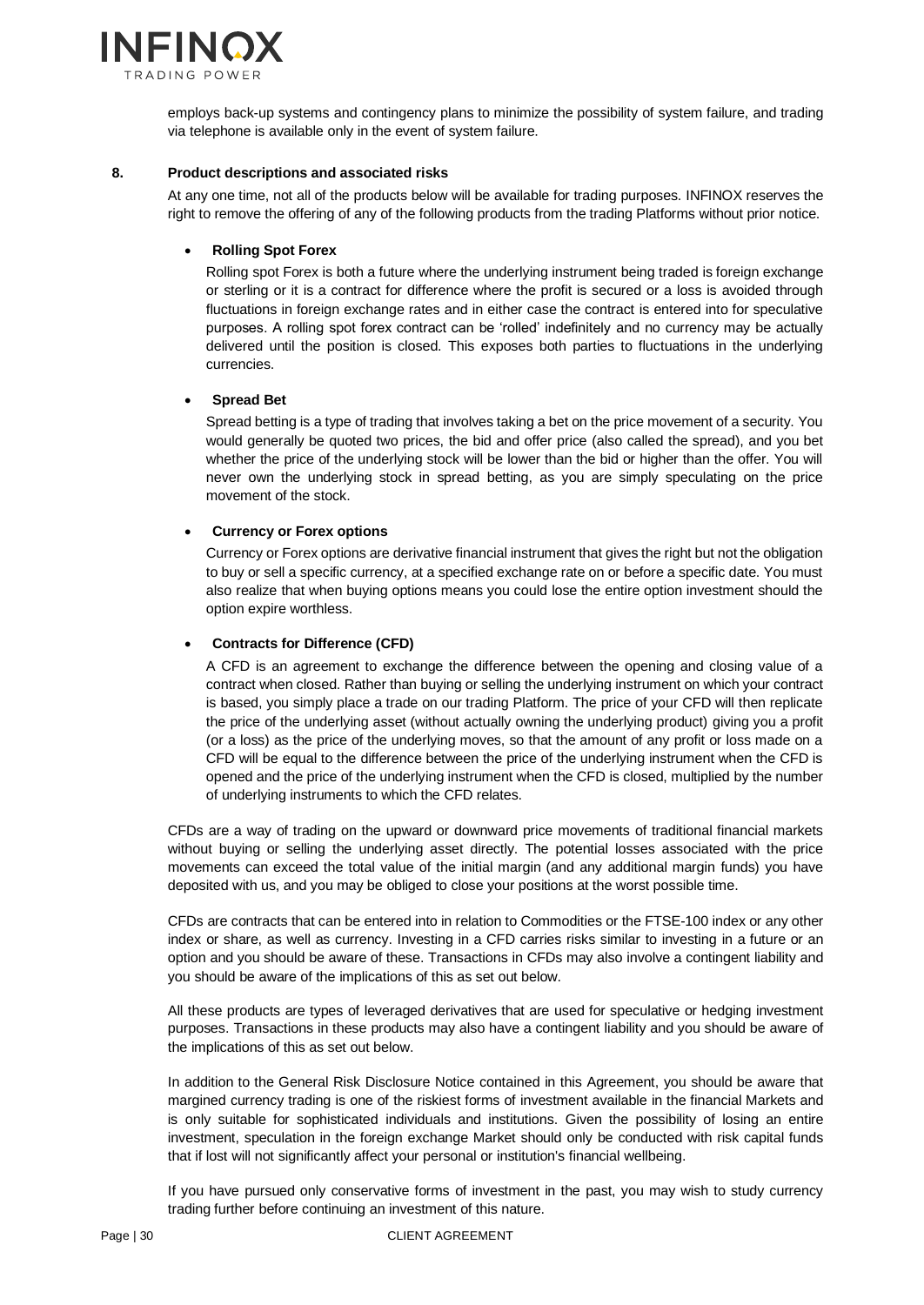employs back-up systems and contingency plans to minimize the possibility of system failure, and trading via telephone is available only in the event of system failure.

## 8. Product descriptions and associated risks

At any one time, not all of the products below will be available for trading purposes. INFINOX reserves the right to remove the offering of any of the following products from the trading Platforms without prior notice.

- **Rolling Spot Forex**

  Rolling spot Forex is both a future where the underlying instrument being traded is foreign exchange or sterling or it is a contract for difference where the profit is secured or a loss is avoided through fluctuations in foreign exchange rates and in either case the contract is entered into for speculative purposes. A rolling spot forex contract can be 'rolled' indefinitely and no currency may be actually delivered until the position is closed. This exposes both parties to fluctuations in the underlying currencies.

- **Spread Bet**

  Spread betting is a type of trading that involves taking a bet on the price movement of a security. You would generally be quoted two prices, the bid and offer price (also called the spread), and you bet whether the price of the underlying stock will be lower than the bid or higher than the offer. You will never own the underlying stock in spread betting, as you are simply speculating on the price movement of the stock.

- **Currency or Forex options**

  Currency or Forex options are derivative financial instrument that gives the right but not the obligation to buy or sell a specific currency, at a specified exchange rate on or before a specific date. You must also realize that when buying options means you could lose the entire option investment should the option expire worthless.

- **Contracts for Difference (CFD)**

  A CFD is an agreement to exchange the difference between the opening and closing value of a contract when closed. Rather than buying or selling the underlying instrument on which your contract is based, you simply place a trade on our trading Platform. The price of your CFD will then replicate the price of the underlying asset (without actually owning the underlying product) giving you a profit (or a loss) as the price of the underlying moves, so that the amount of any profit or loss made on a CFD will be equal to the difference between the price of the underlying instrument when the CFD is opened and the price of the underlying instrument when the CFD is closed, multiplied by the number of underlying instruments to which the CFD relates.

CFDs are a way of trading on the upward or downward price movements of traditional financial markets without buying or selling the underlying asset directly. The potential losses associated with the price movements can exceed the total value of the initial margin (and any additional margin funds) you have deposited with us, and you may be obliged to close your positions at the worst possible time.

CFDs are contracts that can be entered into in relation to Commodities or the FTSE-100 index or any other index or share, as well as currency. Investing in a CFD carries risks similar to investing in a future or an option and you should be aware of these. Transactions in CFDs may also involve a contingent liability and you should be aware of the implications of this as set out below.

All these products are types of leveraged derivatives that are used for speculative or hedging investment purposes. Transactions in these products may also have a contingent liability and you should be aware of the implications of this as set out below.

In addition to the General Risk Disclosure Notice contained in this Agreement, you should be aware that margined currency trading is one of the riskiest forms of investment available in the financial Markets and is only suitable for sophisticated individuals and institutions. Given the possibility of losing an entire investment, speculation in the foreign exchange Market should only be conducted with risk capital funds that if lost will not significantly affect your personal or institution's financial wellbeing.

If you have pursued only conservative forms of investment in the past, you may wish to study currency trading further before continuing an investment of this nature.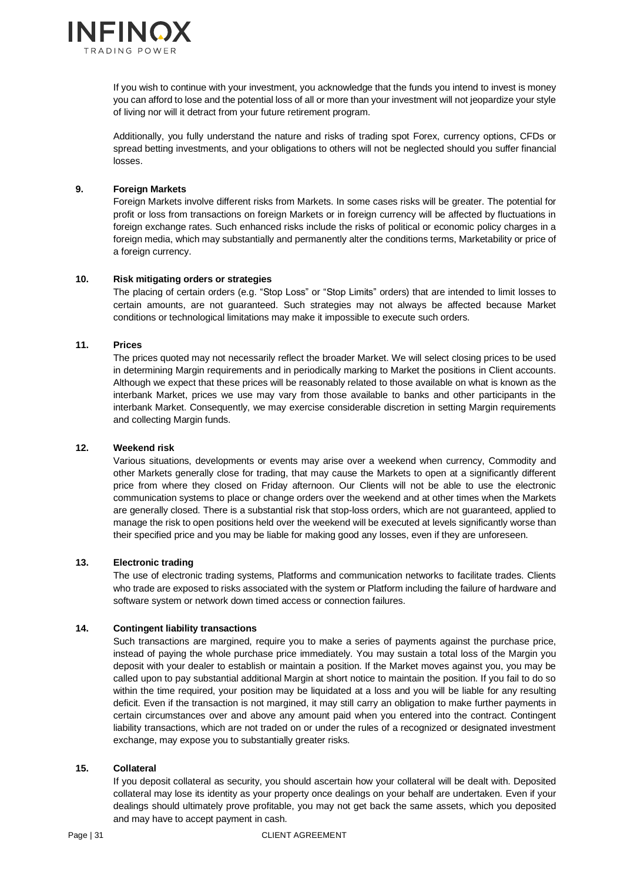If you wish to continue with your investment, you acknowledge that the funds you intend to invest is money you can afford to lose and the potential loss of all or more than your investment will not jeopardize your style of living nor will it detract from your future retirement program.

Additionally, you fully understand the nature and risks of trading spot Forex, currency options, CFDs or spread betting investments, and your obligations to others will not be neglected should you suffer financial losses.

**9. Foreign Markets**

Foreign Markets involve different risks from Markets. In some cases risks will be greater. The potential for profit or loss from transactions on foreign Markets or in foreign currency will be affected by fluctuations in foreign exchange rates. Such enhanced risks include the risks of political or economic policy charges in a foreign media, which may substantially and permanently alter the conditions terms, Marketability or price of a foreign currency.

**10. Risk mitigating orders or strategies**

The placing of certain orders (e.g. "Stop Loss" or "Stop Limits" orders) that are intended to limit losses to certain amounts, are not guaranteed. Such strategies may not always be affected because Market conditions or technological limitations may make it impossible to execute such orders.

**11. Prices**

The prices quoted may not necessarily reflect the broader Market. We will select closing prices to be used in determining Margin requirements and in periodically marking to Market the positions in Client accounts. Although we expect that these prices will be reasonably related to those available on what is known as the interbank Market, prices we use may vary from those available to banks and other participants in the interbank Market. Consequently, we may exercise considerable discretion in setting Margin requirements and collecting Margin funds.

**12. Weekend risk**

Various situations, developments or events may arise over a weekend when currency, Commodity and other Markets generally close for trading, that may cause the Markets to open at a significantly different price from where they closed on Friday afternoon. Our Clients will not be able to use the electronic communication systems to place or change orders over the weekend and at other times when the Markets are generally closed. There is a substantial risk that stop-loss orders, which are not guaranteed, applied to manage the risk to open positions held over the weekend will be executed at levels significantly worse than their specified price and you may be liable for making good any losses, even if they are unforeseen.

**13. Electronic trading**

The use of electronic trading systems, Platforms and communication networks to facilitate trades. Clients who trade are exposed to risks associated with the system or Platform including the failure of hardware and software system or network down timed access or connection failures.

**14. Contingent liability transactions**

Such transactions are margined, require you to make a series of payments against the purchase price, instead of paying the whole purchase price immediately. You may sustain a total loss of the Margin you deposit with your dealer to establish or maintain a position. If the Market moves against you, you may be called upon to pay substantial additional Margin at short notice to maintain the position. If you fail to do so within the time required, your position may be liquidated at a loss and you will be liable for any resulting deficit. Even if the transaction is not margined, it may still carry an obligation to make further payments in certain circumstances over and above any amount paid when you entered into the contract. Contingent liability transactions, which are not traded on or under the rules of a recognized or designated investment exchange, may expose you to substantially greater risks.

**15. Collateral**

If you deposit collateral as security, you should ascertain how your collateral will be dealt with. Deposited collateral may lose its identity as your property once dealings on your behalf are undertaken. Even if your dealings should ultimately prove profitable, you may not get back the same assets, which you deposited and may have to accept payment in cash.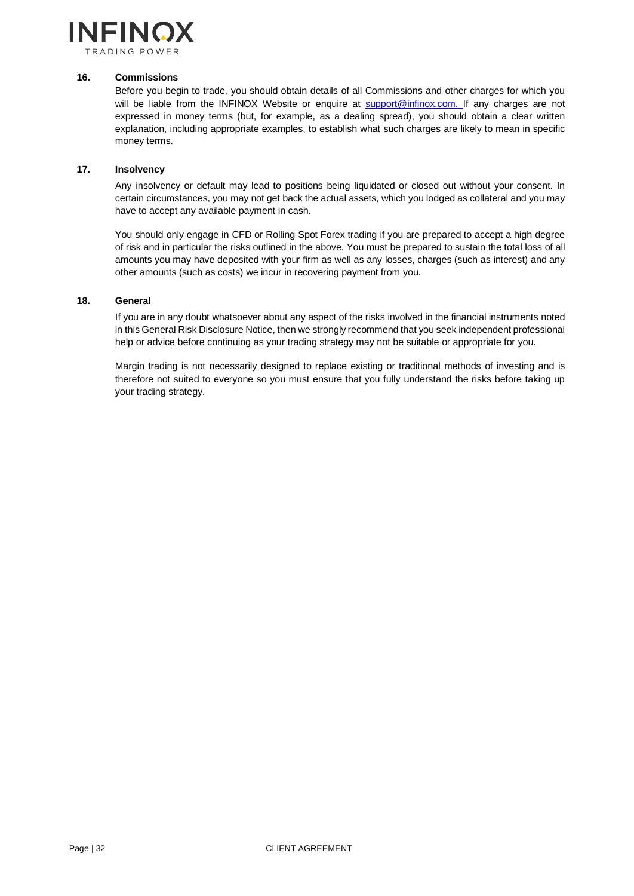### 16. Commissions

Before you begin to trade, you should obtain details of all Commissions and other charges for which you will be liable from the INFINOX Website or enquire at support@infinox.com. If any charges are not expressed in money terms (but, for example, as a dealing spread), you should obtain a clear written explanation, including appropriate examples, to establish what such charges are likely to mean in specific money terms.

### 17. Insolvency

Any insolvency or default may lead to positions being liquidated or closed out without your consent. In certain circumstances, you may not get back the actual assets, which you lodged as collateral and you may have to accept any available payment in cash.

You should only engage in CFD or Rolling Spot Forex trading if you are prepared to accept a high degree of risk and in particular the risks outlined in the above. You must be prepared to sustain the total loss of all amounts you may have deposited with your firm as well as any losses, charges (such as interest) and any other amounts (such as costs) we incur in recovering payment from you.

### 18. General

If you are in any doubt whatsoever about any aspect of the risks involved in the financial instruments noted in this General Risk Disclosure Notice, then we strongly recommend that you seek independent professional help or advice before continuing as your trading strategy may not be suitable or appropriate for you.

Margin trading is not necessarily designed to replace existing or traditional methods of investing and is therefore not suited to everyone so you must ensure that you fully understand the risks before taking up your trading strategy.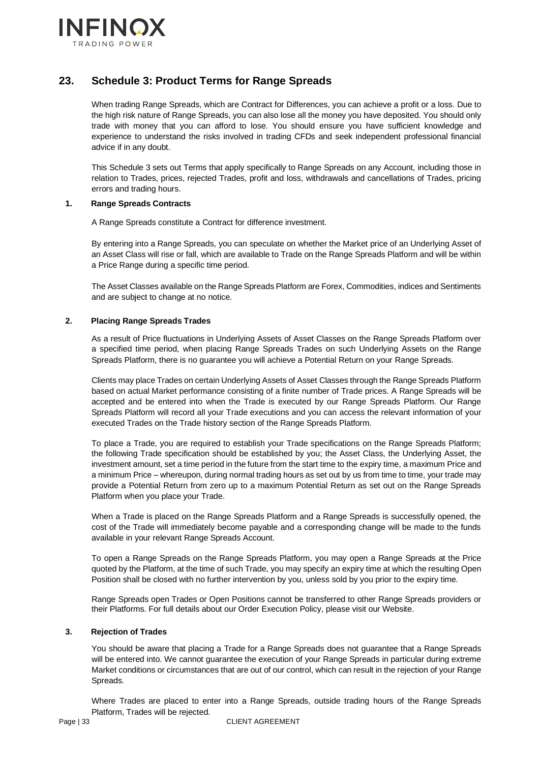## 23. Schedule 3: Product Terms for Range Spreads

When trading Range Spreads, which are Contract for Differences, you can achieve a profit or a loss. Due to the high risk nature of Range Spreads, you can also lose all the money you have deposited. You should only trade with money that you can afford to lose. You should ensure you have sufficient knowledge and experience to understand the risks involved in trading CFDs and seek independent professional financial advice if in any doubt.

This Schedule 3 sets out Terms that apply specifically to Range Spreads on any Account, including those in relation to Trades, prices, rejected Trades, profit and loss, withdrawals and cancellations of Trades, pricing errors and trading hours.

### 1. Range Spreads Contracts

A Range Spreads constitute a Contract for difference investment.

By entering into a Range Spreads, you can speculate on whether the Market price of an Underlying Asset of an Asset Class will rise or fall, which are available to Trade on the Range Spreads Platform and will be within a Price Range during a specific time period.

The Asset Classes available on the Range Spreads Platform are Forex, Commodities, indices and Sentiments and are subject to change at no notice.

### 2. Placing Range Spreads Trades

As a result of Price fluctuations in Underlying Assets of Asset Classes on the Range Spreads Platform over a specified time period, when placing Range Spreads Trades on such Underlying Assets on the Range Spreads Platform, there is no guarantee you will achieve a Potential Return on your Range Spreads.

Clients may place Trades on certain Underlying Assets of Asset Classes through the Range Spreads Platform based on actual Market performance consisting of a finite number of Trade prices. A Range Spreads will be accepted and be entered into when the Trade is executed by our Range Spreads Platform. Our Range Spreads Platform will record all your Trade executions and you can access the relevant information of your executed Trades on the Trade history section of the Range Spreads Platform.

To place a Trade, you are required to establish your Trade specifications on the Range Spreads Platform; the following Trade specification should be established by you; the Asset Class, the Underlying Asset, the investment amount, set a time period in the future from the start time to the expiry time, a maximum Price and a minimum Price – whereupon, during normal trading hours as set out by us from time to time, your trade may provide a Potential Return from zero up to a maximum Potential Return as set out on the Range Spreads Platform when you place your Trade.

When a Trade is placed on the Range Spreads Platform and a Range Spreads is successfully opened, the cost of the Trade will immediately become payable and a corresponding change will be made to the funds available in your relevant Range Spreads Account.

To open a Range Spreads on the Range Spreads Platform, you may open a Range Spreads at the Price quoted by the Platform, at the time of such Trade, you may specify an expiry time at which the resulting Open Position shall be closed with no further intervention by you, unless sold by you prior to the expiry time.

Range Spreads open Trades or Open Positions cannot be transferred to other Range Spreads providers or their Platforms. For full details about our Order Execution Policy, please visit our Website.

### 3. Rejection of Trades

You should be aware that placing a Trade for a Range Spreads does not guarantee that a Range Spreads will be entered into. We cannot guarantee the execution of your Range Spreads in particular during extreme Market conditions or circumstances that are out of our control, which can result in the rejection of your Range Spreads.

Where Trades are placed to enter into a Range Spreads, outside trading hours of the Range Spreads Platform, Trades will be rejected.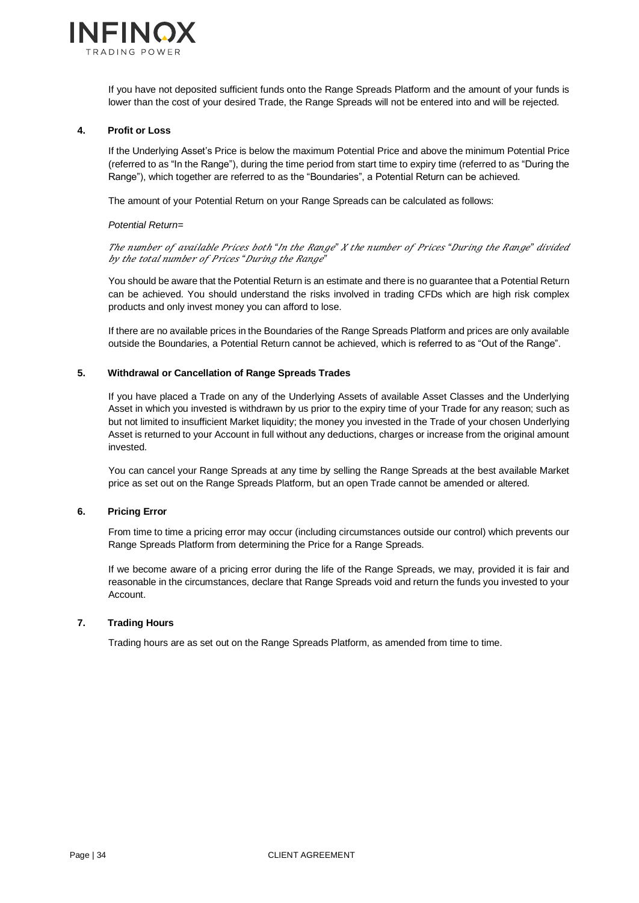If you have not deposited sufficient funds onto the Range Spreads Platform and the amount of your funds is lower than the cost of your desired Trade, the Range Spreads will not be entered into and will be rejected.

#### 4. Profit or Loss

If the Underlying Asset's Price is below the maximum Potential Price and above the minimum Potential Price (referred to as "In the Range"), during the time period from start time to expiry time (referred to as "During the Range"), which together are referred to as the "Boundaries", a Potential Return can be achieved.

The amount of your Potential Return on your Range Spreads can be calculated as follows:

*Potential Return=*

*The number of available Prices both "In the Range" X the number of Prices "During the Range" divided by the total number of Prices "During the Range"*

You should be aware that the Potential Return is an estimate and there is no guarantee that a Potential Return can be achieved. You should understand the risks involved in trading CFDs which are high risk complex products and only invest money you can afford to lose.

If there are no available prices in the Boundaries of the Range Spreads Platform and prices are only available outside the Boundaries, a Potential Return cannot be achieved, which is referred to as "Out of the Range".

#### 5. Withdrawal or Cancellation of Range Spreads Trades

If you have placed a Trade on any of the Underlying Assets of available Asset Classes and the Underlying Asset in which you invested is withdrawn by us prior to the expiry time of your Trade for any reason; such as but not limited to insufficient Market liquidity; the money you invested in the Trade of your chosen Underlying Asset is returned to your Account in full without any deductions, charges or increase from the original amount invested.

You can cancel your Range Spreads at any time by selling the Range Spreads at the best available Market price as set out on the Range Spreads Platform, but an open Trade cannot be amended or altered.

#### 6. Pricing Error

From time to time a pricing error may occur (including circumstances outside our control) which prevents our Range Spreads Platform from determining the Price for a Range Spreads.

If we become aware of a pricing error during the life of the Range Spreads, we may, provided it is fair and reasonable in the circumstances, declare that Range Spreads void and return the funds you invested to your Account.

#### 7. Trading Hours

Trading hours are as set out on the Range Spreads Platform, as amended from time to time.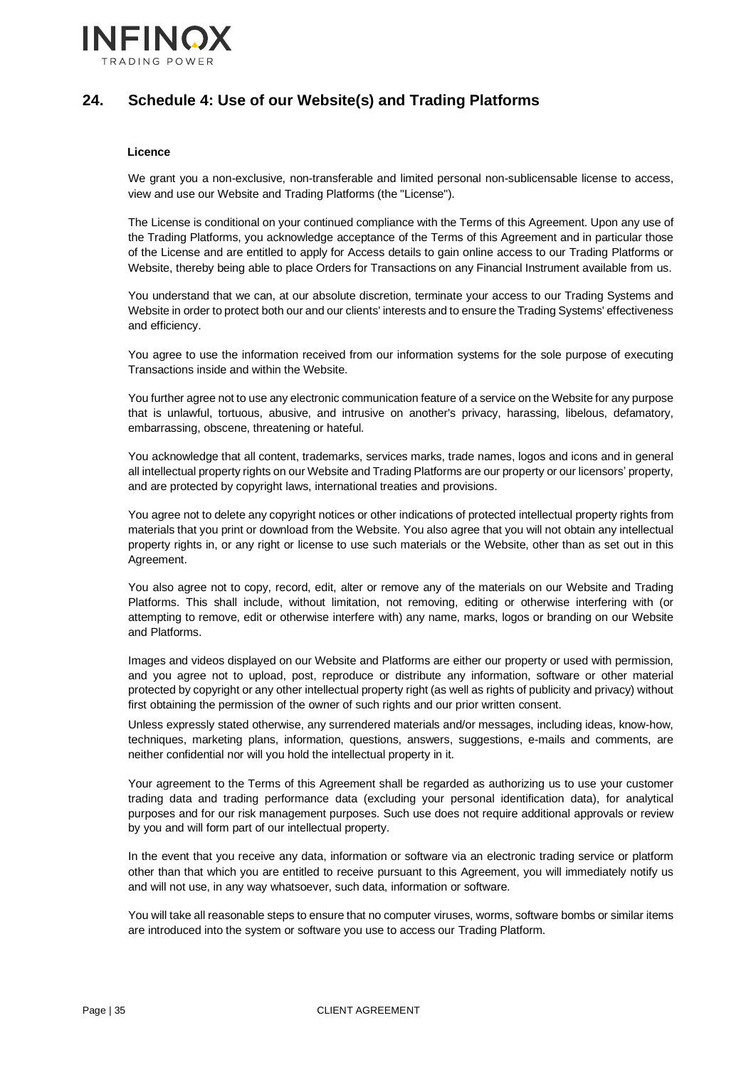## 24. Schedule 4: Use of our Website(s) and Trading Platforms

**Licence**

We grant you a non-exclusive, non-transferable and limited personal non-sublicensable license to access, view and use our Website and Trading Platforms (the "License").

The License is conditional on your continued compliance with the Terms of this Agreement. Upon any use of the Trading Platforms, you acknowledge acceptance of the Terms of this Agreement and in particular those of the License and are entitled to apply for Access details to gain online access to our Trading Platforms or Website, thereby being able to place Orders for Transactions on any Financial Instrument available from us.

You understand that we can, at our absolute discretion, terminate your access to our Trading Systems and Website in order to protect both our and our clients' interests and to ensure the Trading Systems' effectiveness and efficiency.

You agree to use the information received from our information systems for the sole purpose of executing Transactions inside and within the Website.

You further agree not to use any electronic communication feature of a service on the Website for any purpose that is unlawful, tortuous, abusive, and intrusive on another's privacy, harassing, libelous, defamatory, embarrassing, obscene, threatening or hateful.

You acknowledge that all content, trademarks, services marks, trade names, logos and icons and in general all intellectual property rights on our Website and Trading Platforms are our property or our licensors' property, and are protected by copyright laws, international treaties and provisions.

You agree not to delete any copyright notices or other indications of protected intellectual property rights from materials that you print or download from the Website. You also agree that you will not obtain any intellectual property rights in, or any right or license to use such materials or the Website, other than as set out in this Agreement.

You also agree not to copy, record, edit, alter or remove any of the materials on our Website and Trading Platforms. This shall include, without limitation, not removing, editing or otherwise interfering with (or attempting to remove, edit or otherwise interfere with) any name, marks, logos or branding on our Website and Platforms.

Images and videos displayed on our Website and Platforms are either our property or used with permission, and you agree not to upload, post, reproduce or distribute any information, software or other material protected by copyright or any other intellectual property right (as well as rights of publicity and privacy) without first obtaining the permission of the owner of such rights and our prior written consent.

Unless expressly stated otherwise, any surrendered materials and/or messages, including ideas, know-how, techniques, marketing plans, information, questions, answers, suggestions, e-mails and comments, are neither confidential nor will you hold the intellectual property in it.

Your agreement to the Terms of this Agreement shall be regarded as authorizing us to use your customer trading data and trading performance data (excluding your personal identification data), for analytical purposes and for our risk management purposes. Such use does not require additional approvals or review by you and will form part of our intellectual property.

In the event that you receive any data, information or software via an electronic trading service or platform other than that which you are entitled to receive pursuant to this Agreement, you will immediately notify us and will not use, in any way whatsoever, such data, information or software.

You will take all reasonable steps to ensure that no computer viruses, worms, software bombs or similar items are introduced into the system or software you use to access our Trading Platform.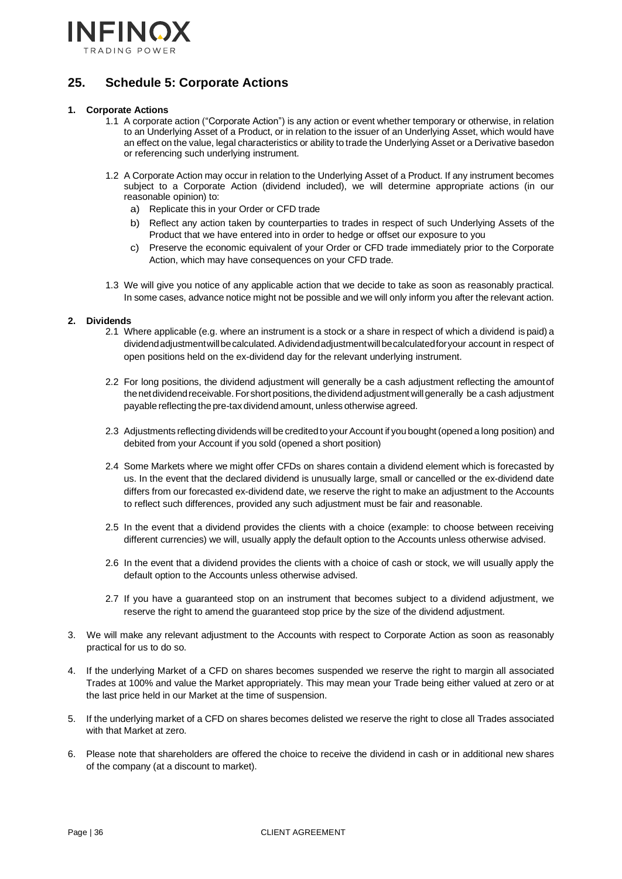## 25. Schedule 5: Corporate Actions

**1. Corporate Actions**

1.1 A corporate action ("Corporate Action") is any action or event whether temporary or otherwise, in relation to an Underlying Asset of a Product, or in relation to the issuer of an Underlying Asset, which would have an effect on the value, legal characteristics or ability to trade the Underlying Asset or a Derivative basedon or referencing such underlying instrument.

1.2 A Corporate Action may occur in relation to the Underlying Asset of a Product. If any instrument becomes subject to a Corporate Action (dividend included), we will determine appropriate actions (in our reasonable opinion) to:

a) Replicate this in your Order or CFD trade

b) Reflect any action taken by counterparties to trades in respect of such Underlying Assets of the Product that we have entered into in order to hedge or offset our exposure to you

c) Preserve the economic equivalent of your Order or CFD trade immediately prior to the Corporate Action, which may have consequences on your CFD trade.

1.3 We will give you notice of any applicable action that we decide to take as soon as reasonably practical. In some cases, advance notice might not be possible and we will only inform you after the relevant action.

**2. Dividends**

2.1 Where applicable (e.g. where an instrument is a stock or a share in respect of which a dividend is paid) a dividendadjustmentwillbecalculated.Adividendadjustmentwillbecalculatedforyour account in respect of open positions held on the ex-dividend day for the relevant underlying instrument.

2.2 For long positions, the dividend adjustment will generally be a cash adjustment reflecting the amountof thenetdividendreceivable.Forshortpositions,thedividendadjustmentwillgenerally be a cash adjustment payable reflecting the pre-tax dividend amount, unless otherwise agreed.

2.3 Adjustments reflecting dividends will be credited to your Account if you bought (opened a long position) and debited from your Account if you sold (opened a short position)

2.4 Some Markets where we might offer CFDs on shares contain a dividend element which is forecasted by us. In the event that the declared dividend is unusually large, small or cancelled or the ex-dividend date differs from our forecasted ex-dividend date, we reserve the right to make an adjustment to the Accounts to reflect such differences, provided any such adjustment must be fair and reasonable.

2.5 In the event that a dividend provides the clients with a choice (example: to choose between receiving different currencies) we will, usually apply the default option to the Accounts unless otherwise advised.

2.6 In the event that a dividend provides the clients with a choice of cash or stock, we will usually apply the default option to the Accounts unless otherwise advised.

2.7 If you have a guaranteed stop on an instrument that becomes subject to a dividend adjustment, we reserve the right to amend the guaranteed stop price by the size of the dividend adjustment.

3. We will make any relevant adjustment to the Accounts with respect to Corporate Action as soon as reasonably practical for us to do so.

4. If the underlying Market of a CFD on shares becomes suspended we reserve the right to margin all associated Trades at 100% and value the Market appropriately. This may mean your Trade being either valued at zero or at the last price held in our Market at the time of suspension.

5. If the underlying market of a CFD on shares becomes delisted we reserve the right to close all Trades associated with that Market at zero.

6. Please note that shareholders are offered the choice to receive the dividend in cash or in additional new shares of the company (at a discount to market).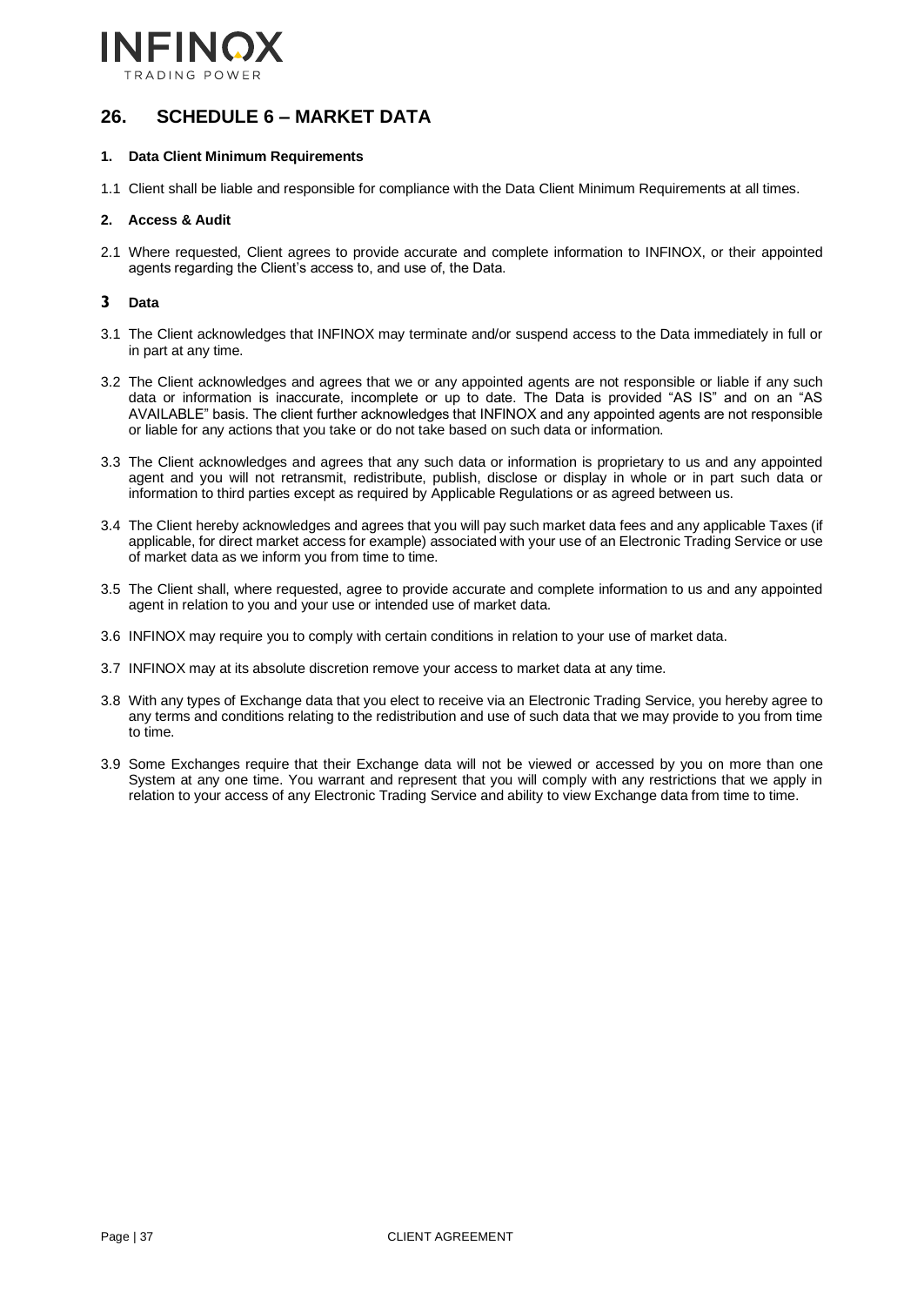## 26. SCHEDULE 6 – MARKET DATA

**1. Data Client Minimum Requirements**

1.1 Client shall be liable and responsible for compliance with the Data Client Minimum Requirements at all times.

**2. Access & Audit**

2.1 Where requested, Client agrees to provide accurate and complete information to INFINOX, or their appointed agents regarding the Client's access to, and use of, the Data.

**3 Data**

3.1 The Client acknowledges that INFINOX may terminate and/or suspend access to the Data immediately in full or in part at any time.

3.2 The Client acknowledges and agrees that we or any appointed agents are not responsible or liable if any such data or information is inaccurate, incomplete or up to date. The Data is provided "AS IS" and on an "AS AVAILABLE" basis. The client further acknowledges that INFINOX and any appointed agents are not responsible or liable for any actions that you take or do not take based on such data or information.

3.3 The Client acknowledges and agrees that any such data or information is proprietary to us and any appointed agent and you will not retransmit, redistribute, publish, disclose or display in whole or in part such data or information to third parties except as required by Applicable Regulations or as agreed between us.

3.4 The Client hereby acknowledges and agrees that you will pay such market data fees and any applicable Taxes (if applicable, for direct market access for example) associated with your use of an Electronic Trading Service or use of market data as we inform you from time to time.

3.5 The Client shall, where requested, agree to provide accurate and complete information to us and any appointed agent in relation to you and your use or intended use of market data.

3.6 INFINOX may require you to comply with certain conditions in relation to your use of market data.

3.7 INFINOX may at its absolute discretion remove your access to market data at any time.

3.8 With any types of Exchange data that you elect to receive via an Electronic Trading Service, you hereby agree to any terms and conditions relating to the redistribution and use of such data that we may provide to you from time to time.

3.9 Some Exchanges require that their Exchange data will not be viewed or accessed by you on more than one System at any one time. You warrant and represent that you will comply with any restrictions that we apply in relation to your access of any Electronic Trading Service and ability to view Exchange data from time to time.